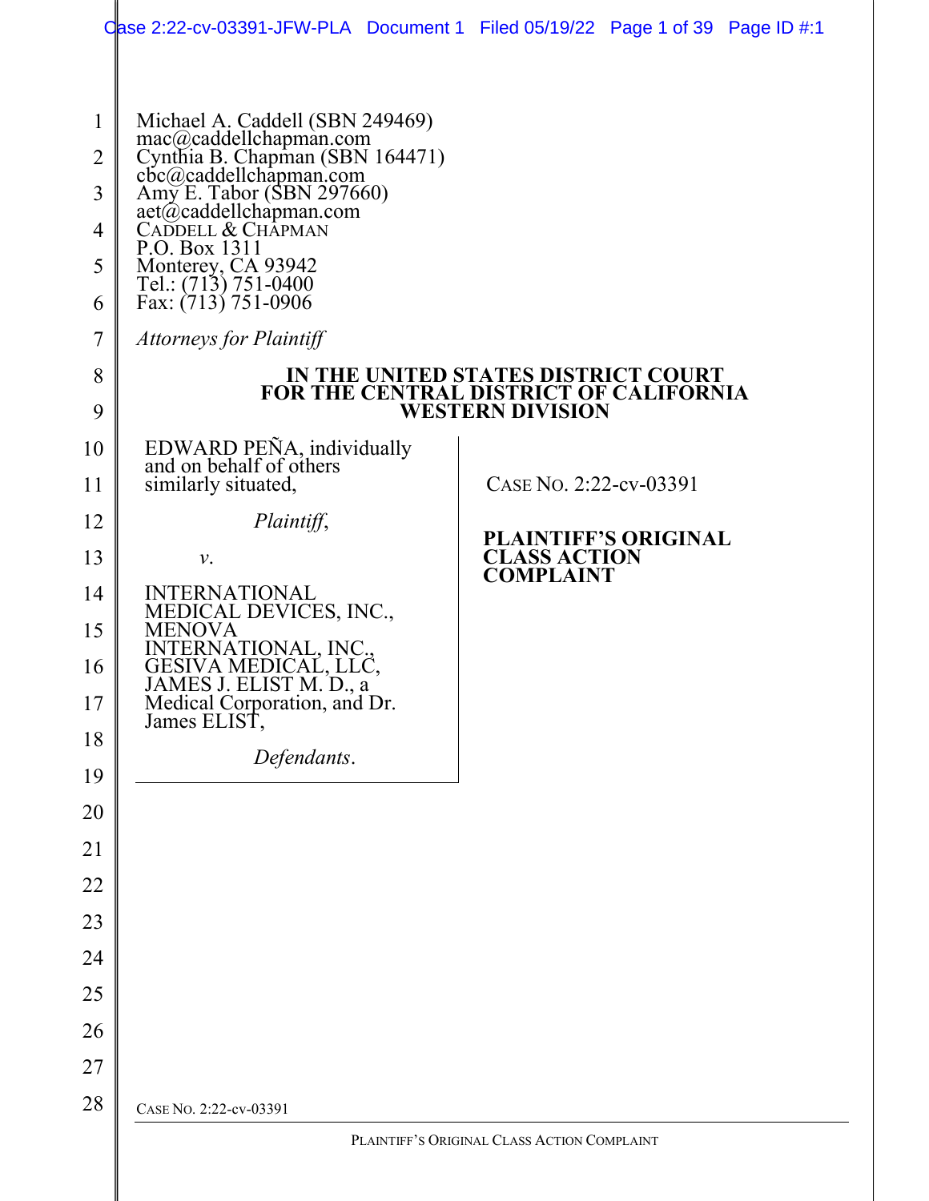Michael A. Caddell (SBN 249469)
mac@caddellchapman.com
Cynthia B. Chapman (SBN 164471)
cbc@caddellchapman.com
Amy E. Tabor (SBN 297660)
aet@caddellchapman.com
CADDELL & CHAPMAN
P.O. Box 1311
Monterey, CA 93942
Tel.: (713) 751-0400
Fax: (713) 751-0906

*Attorneys for Plaintiff*

**IN THE UNITED STATES DISTRICT COURT
FOR THE CENTRAL DISTRICT OF CALIFORNIA
WESTERN DIVISION**

EDWARD PEÑA, individually and on behalf of others similarly situated,

*Plaintiff*,

*v.*

INTERNATIONAL MEDICAL DEVICES, INC., MENOVA INTERNATIONAL, INC., GESIVA MEDICAL, LLC, JAMES J. ELIST M. D., a Medical Corporation, and Dr. James ELIST,

*Defendants*.

CASE NO. 2:22-cv-03391

**PLAINTIFF'S ORIGINAL CLASS ACTION COMPLAINT**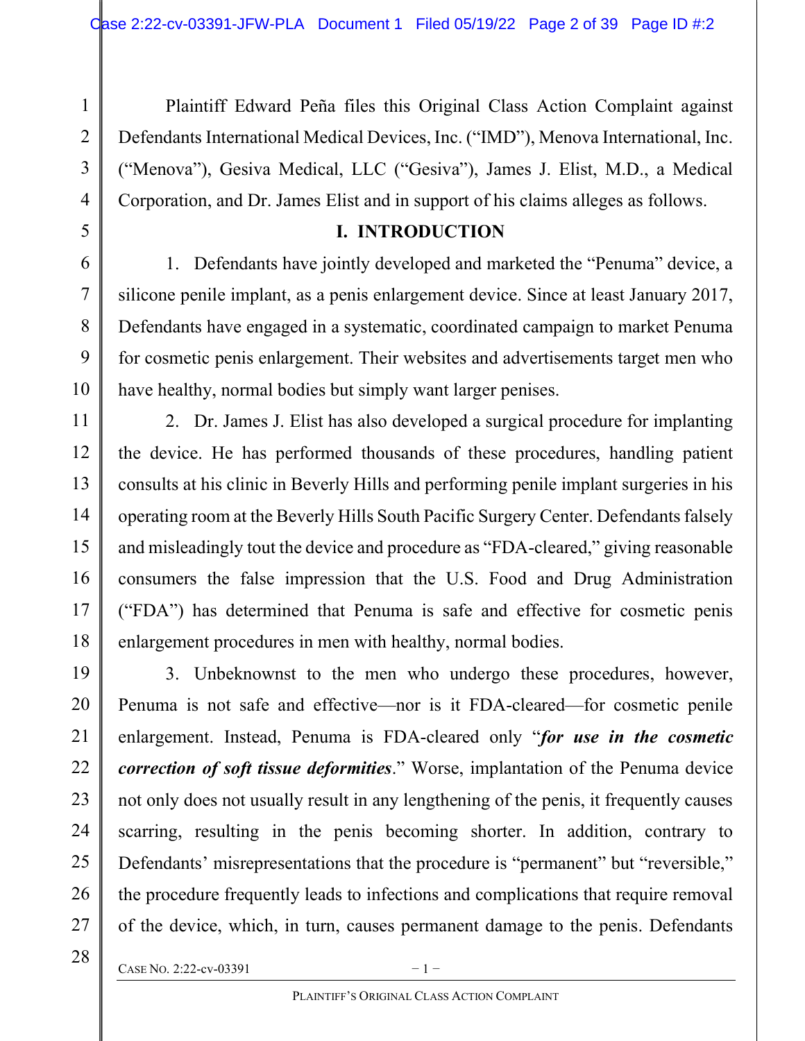Plaintiff Edward Peña files this Original Class Action Complaint against Defendants International Medical Devices, Inc. ("IMD"), Menova International, Inc. ("Menova"), Gesiva Medical, LLC ("Gesiva"), James J. Elist, M.D., a Medical Corporation, and Dr. James Elist and in support of his claims alleges as follows.

## I. INTRODUCTION

1. Defendants have jointly developed and marketed the "Penuma" device, a silicone penile implant, as a penis enlargement device. Since at least January 2017, Defendants have engaged in a systematic, coordinated campaign to market Penuma for cosmetic penis enlargement. Their websites and advertisements target men who have healthy, normal bodies but simply want larger penises.

2. Dr. James J. Elist has also developed a surgical procedure for implanting the device. He has performed thousands of these procedures, handling patient consults at his clinic in Beverly Hills and performing penile implant surgeries in his operating room at the Beverly Hills South Pacific Surgery Center. Defendants falsely and misleadingly tout the device and procedure as "FDA-cleared," giving reasonable consumers the false impression that the U.S. Food and Drug Administration ("FDA") has determined that Penuma is safe and effective for cosmetic penis enlargement procedures in men with healthy, normal bodies.

3. Unbeknownst to the men who undergo these procedures, however, Penuma is not safe and effective—nor is it FDA-cleared—for cosmetic penile enlargement. Instead, Penuma is FDA-cleared only "***for use in the cosmetic correction of soft tissue deformities***." Worse, implantation of the Penuma device not only does not usually result in any lengthening of the penis, it frequently causes scarring, resulting in the penis becoming shorter. In addition, contrary to Defendants' misrepresentations that the procedure is "permanent" but "reversible," the procedure frequently leads to infections and complications that require removal of the device, which, in turn, causes permanent damage to the penis. Defendants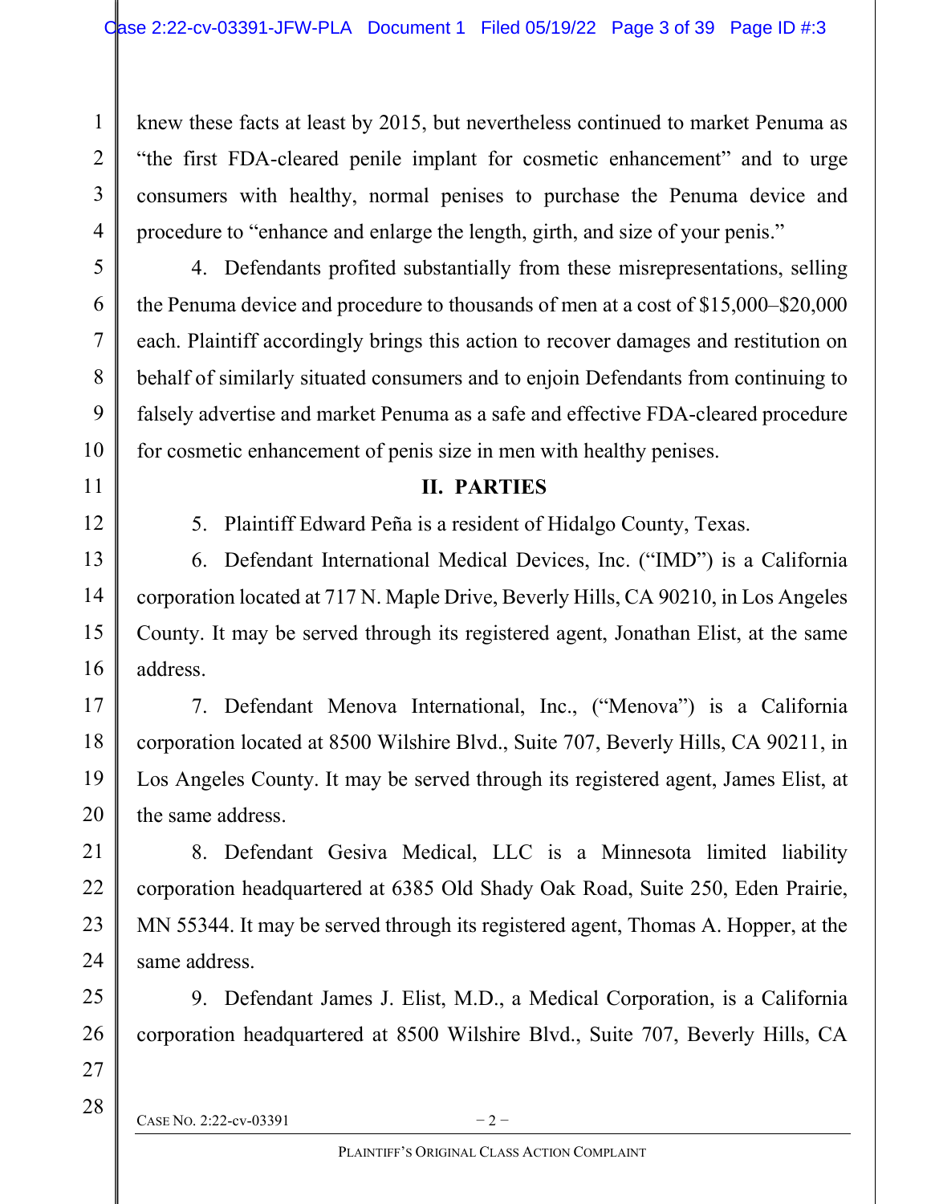knew these facts at least by 2015, but nevertheless continued to market Penuma as "the first FDA-cleared penile implant for cosmetic enhancement" and to urge consumers with healthy, normal penises to purchase the Penuma device and procedure to "enhance and enlarge the length, girth, and size of your penis."

4. Defendants profited substantially from these misrepresentations, selling the Penuma device and procedure to thousands of men at a cost of $15,000–$20,000 each. Plaintiff accordingly brings this action to recover damages and restitution on behalf of similarly situated consumers and to enjoin Defendants from continuing to falsely advertise and market Penuma as a safe and effective FDA-cleared procedure for cosmetic enhancement of penis size in men with healthy penises.

## II. PARTIES

5. Plaintiff Edward Peña is a resident of Hidalgo County, Texas.

6. Defendant International Medical Devices, Inc. ("IMD") is a California corporation located at 717 N. Maple Drive, Beverly Hills, CA 90210, in Los Angeles County. It may be served through its registered agent, Jonathan Elist, at the same address.

7. Defendant Menova International, Inc., ("Menova") is a California corporation located at 8500 Wilshire Blvd., Suite 707, Beverly Hills, CA 90211, in Los Angeles County. It may be served through its registered agent, James Elist, at the same address.

8. Defendant Gesiva Medical, LLC is a Minnesota limited liability corporation headquartered at 6385 Old Shady Oak Road, Suite 250, Eden Prairie, MN 55344. It may be served through its registered agent, Thomas A. Hopper, at the same address.

9. Defendant James J. Elist, M.D., a Medical Corporation, is a California corporation headquartered at 8500 Wilshire Blvd., Suite 707, Beverly Hills, CA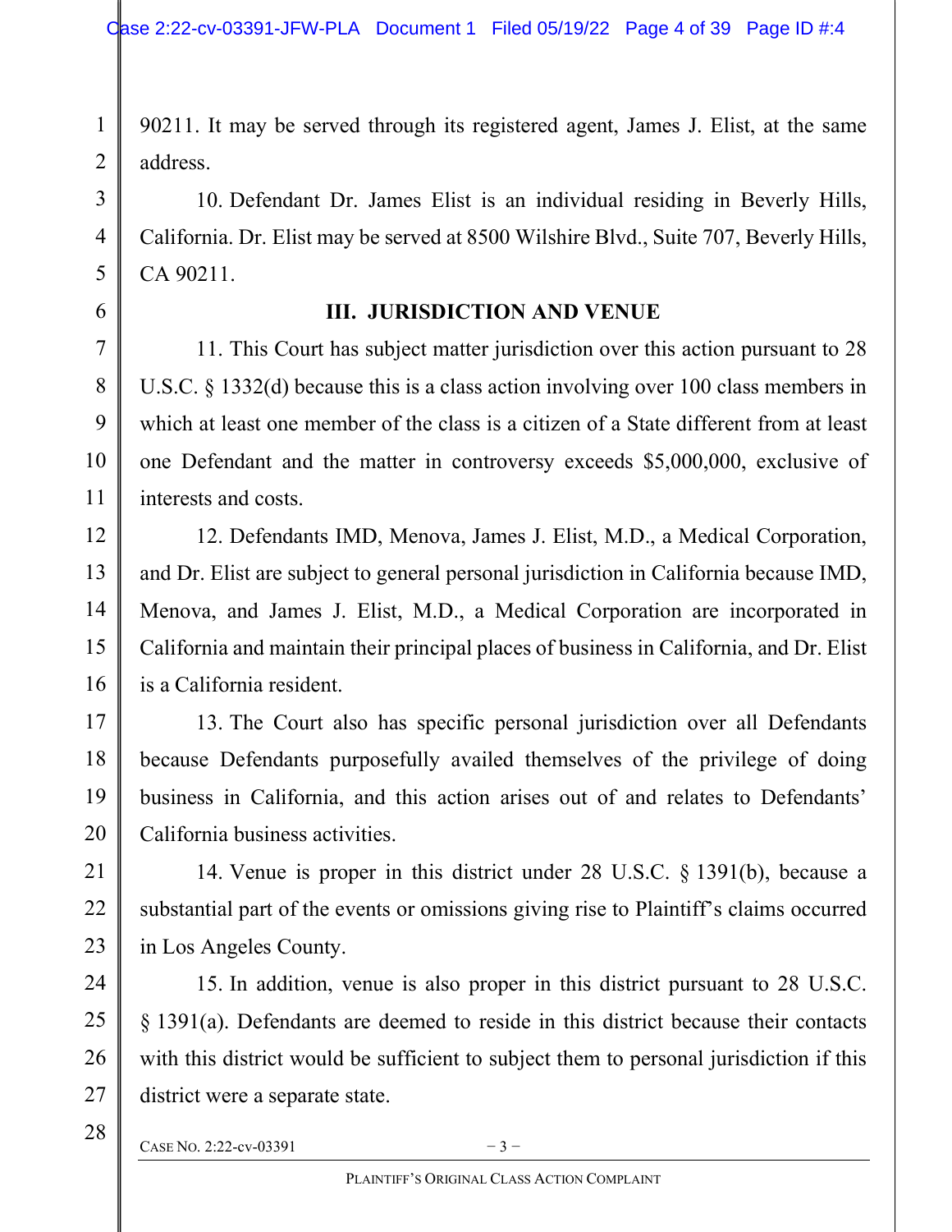90211. It may be served through its registered agent, James J. Elist, at the same address.

10. Defendant Dr. James Elist is an individual residing in Beverly Hills, California. Dr. Elist may be served at 8500 Wilshire Blvd., Suite 707, Beverly Hills, CA 90211.

## III. JURISDICTION AND VENUE

11. This Court has subject matter jurisdiction over this action pursuant to 28 U.S.C. § 1332(d) because this is a class action involving over 100 class members in which at least one member of the class is a citizen of a State different from at least one Defendant and the matter in controversy exceeds $5,000,000, exclusive of interests and costs.

12. Defendants IMD, Menova, James J. Elist, M.D., a Medical Corporation, and Dr. Elist are subject to general personal jurisdiction in California because IMD, Menova, and James J. Elist, M.D., a Medical Corporation are incorporated in California and maintain their principal places of business in California, and Dr. Elist is a California resident.

13. The Court also has specific personal jurisdiction over all Defendants because Defendants purposefully availed themselves of the privilege of doing business in California, and this action arises out of and relates to Defendants' California business activities.

14. Venue is proper in this district under 28 U.S.C. § 1391(b), because a substantial part of the events or omissions giving rise to Plaintiff's claims occurred in Los Angeles County.

15. In addition, venue is also proper in this district pursuant to 28 U.S.C. § 1391(a). Defendants are deemed to reside in this district because their contacts with this district would be sufficient to subject them to personal jurisdiction if this district were a separate state.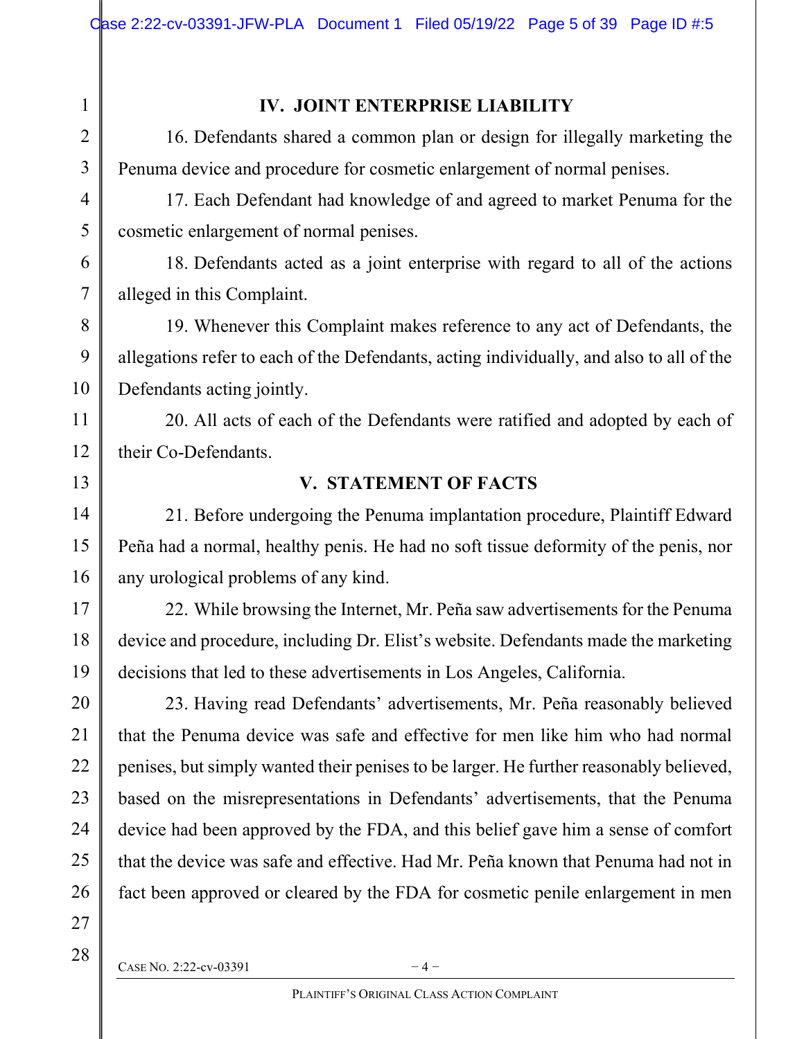## IV. JOINT ENTERPRISE LIABILITY

16. Defendants shared a common plan or design for illegally marketing the Penuma device and procedure for cosmetic enlargement of normal penises.

17. Each Defendant had knowledge of and agreed to market Penuma for the cosmetic enlargement of normal penises.

18. Defendants acted as a joint enterprise with regard to all of the actions alleged in this Complaint.

19. Whenever this Complaint makes reference to any act of Defendants, the allegations refer to each of the Defendants, acting individually, and also to all of the Defendants acting jointly.

20. All acts of each of the Defendants were ratified and adopted by each of their Co-Defendants.

## V. STATEMENT OF FACTS

21. Before undergoing the Penuma implantation procedure, Plaintiff Edward Peña had a normal, healthy penis. He had no soft tissue deformity of the penis, nor any urological problems of any kind.

22. While browsing the Internet, Mr. Peña saw advertisements for the Penuma device and procedure, including Dr. Elist's website. Defendants made the marketing decisions that led to these advertisements in Los Angeles, California.

23. Having read Defendants' advertisements, Mr. Peña reasonably believed that the Penuma device was safe and effective for men like him who had normal penises, but simply wanted their penises to be larger. He further reasonably believed, based on the misrepresentations in Defendants' advertisements, that the Penuma device had been approved by the FDA, and this belief gave him a sense of comfort that the device was safe and effective. Had Mr. Peña known that Penuma had not in fact been approved or cleared by the FDA for cosmetic penile enlargement in men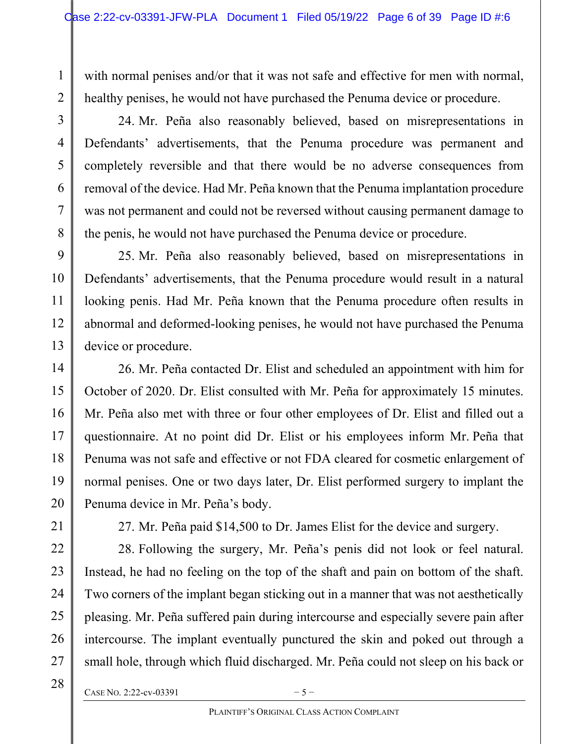with normal penises and/or that it was not safe and effective for men with normal, healthy penises, he would not have purchased the Penuma device or procedure.

24. Mr. Peña also reasonably believed, based on misrepresentations in Defendants' advertisements, that the Penuma procedure was permanent and completely reversible and that there would be no adverse consequences from removal of the device. Had Mr. Peña known that the Penuma implantation procedure was not permanent and could not be reversed without causing permanent damage to the penis, he would not have purchased the Penuma device or procedure.

25. Mr. Peña also reasonably believed, based on misrepresentations in Defendants' advertisements, that the Penuma procedure would result in a natural looking penis. Had Mr. Peña known that the Penuma procedure often results in abnormal and deformed-looking penises, he would not have purchased the Penuma device or procedure.

26. Mr. Peña contacted Dr. Elist and scheduled an appointment with him for October of 2020. Dr. Elist consulted with Mr. Peña for approximately 15 minutes. Mr. Peña also met with three or four other employees of Dr. Elist and filled out a questionnaire. At no point did Dr. Elist or his employees inform Mr. Peña that Penuma was not safe and effective or not FDA cleared for cosmetic enlargement of normal penises. One or two days later, Dr. Elist performed surgery to implant the Penuma device in Mr. Peña's body.

27. Mr. Peña paid $14,500 to Dr. James Elist for the device and surgery.

28. Following the surgery, Mr. Peña's penis did not look or feel natural. Instead, he had no feeling on the top of the shaft and pain on bottom of the shaft. Two corners of the implant began sticking out in a manner that was not aesthetically pleasing. Mr. Peña suffered pain during intercourse and especially severe pain after intercourse. The implant eventually punctured the skin and poked out through a small hole, through which fluid discharged. Mr. Peña could not sleep on his back or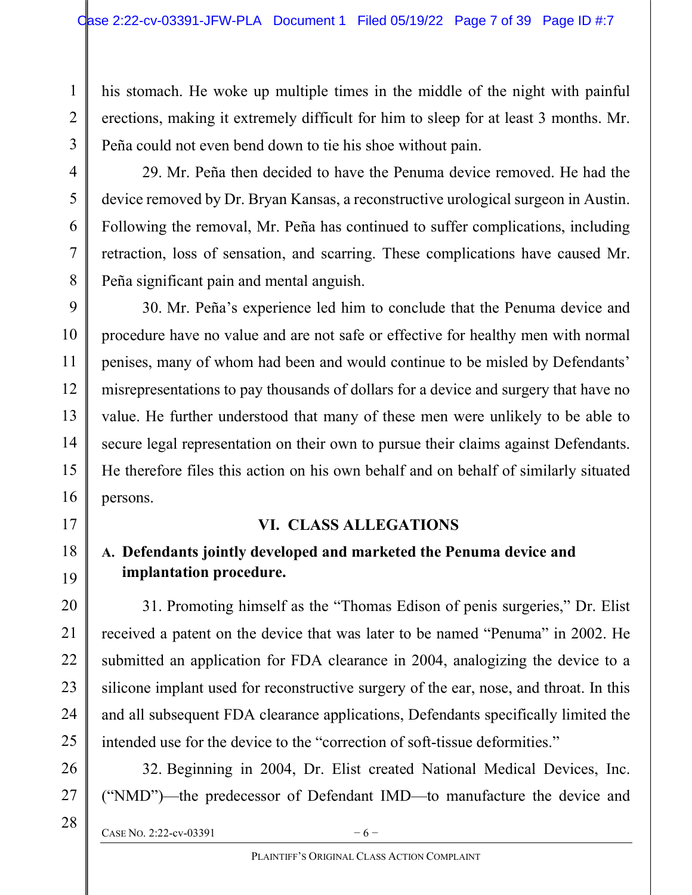his stomach. He woke up multiple times in the middle of the night with painful erections, making it extremely difficult for him to sleep for at least 3 months. Mr. Peña could not even bend down to tie his shoe without pain.

29. Mr. Peña then decided to have the Penuma device removed. He had the device removed by Dr. Bryan Kansas, a reconstructive urological surgeon in Austin. Following the removal, Mr. Peña has continued to suffer complications, including retraction, loss of sensation, and scarring. These complications have caused Mr. Peña significant pain and mental anguish.

30. Mr. Peña's experience led him to conclude that the Penuma device and procedure have no value and are not safe or effective for healthy men with normal penises, many of whom had been and would continue to be misled by Defendants' misrepresentations to pay thousands of dollars for a device and surgery that have no value. He further understood that many of these men were unlikely to be able to secure legal representation on their own to pursue their claims against Defendants. He therefore files this action on his own behalf and on behalf of similarly situated persons.

## VI. CLASS ALLEGATIONS

### A. Defendants jointly developed and marketed the Penuma device and implantation procedure.

31. Promoting himself as the "Thomas Edison of penis surgeries," Dr. Elist received a patent on the device that was later to be named "Penuma" in 2002. He submitted an application for FDA clearance in 2004, analogizing the device to a silicone implant used for reconstructive surgery of the ear, nose, and throat. In this and all subsequent FDA clearance applications, Defendants specifically limited the intended use for the device to the "correction of soft-tissue deformities."

32. Beginning in 2004, Dr. Elist created National Medical Devices, Inc. ("NMD")—the predecessor of Defendant IMD—to manufacture the device and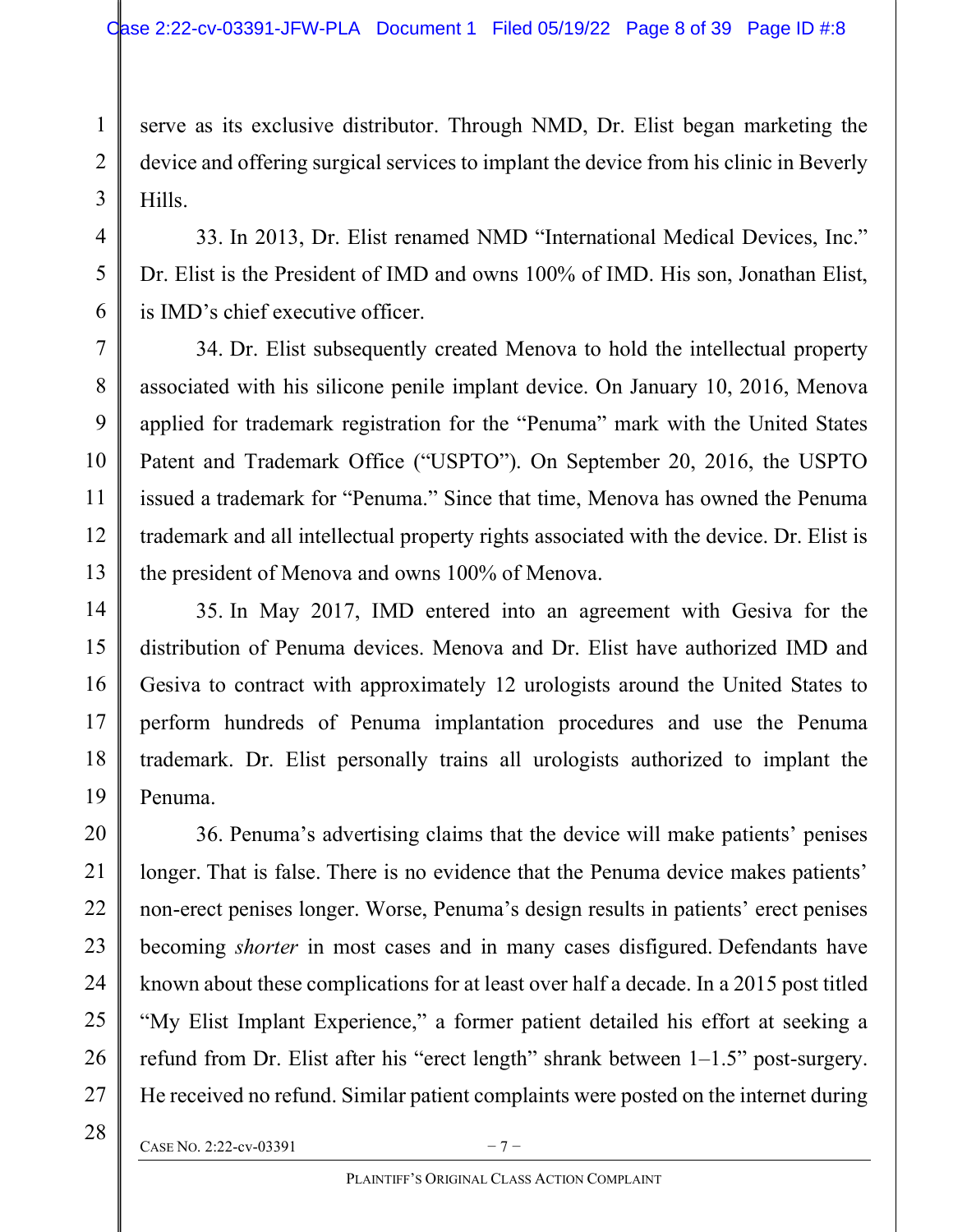serve as its exclusive distributor. Through NMD, Dr. Elist began marketing the device and offering surgical services to implant the device from his clinic in Beverly Hills.

33. In 2013, Dr. Elist renamed NMD "International Medical Devices, Inc." Dr. Elist is the President of IMD and owns 100% of IMD. His son, Jonathan Elist, is IMD's chief executive officer.

34. Dr. Elist subsequently created Menova to hold the intellectual property associated with his silicone penile implant device. On January 10, 2016, Menova applied for trademark registration for the "Penuma" mark with the United States Patent and Trademark Office ("USPTO"). On September 20, 2016, the USPTO issued a trademark for "Penuma." Since that time, Menova has owned the Penuma trademark and all intellectual property rights associated with the device. Dr. Elist is the president of Menova and owns 100% of Menova.

35. In May 2017, IMD entered into an agreement with Gesiva for the distribution of Penuma devices. Menova and Dr. Elist have authorized IMD and Gesiva to contract with approximately 12 urologists around the United States to perform hundreds of Penuma implantation procedures and use the Penuma trademark. Dr. Elist personally trains all urologists authorized to implant the Penuma.

36. Penuma's advertising claims that the device will make patients' penises longer. That is false. There is no evidence that the Penuma device makes patients' non-erect penises longer. Worse, Penuma's design results in patients' erect penises becoming *shorter* in most cases and in many cases disfigured. Defendants have known about these complications for at least over half a decade. In a 2015 post titled "My Elist Implant Experience," a former patient detailed his effort at seeking a refund from Dr. Elist after his "erect length" shrank between 1–1.5" post-surgery. He received no refund. Similar patient complaints were posted on the internet during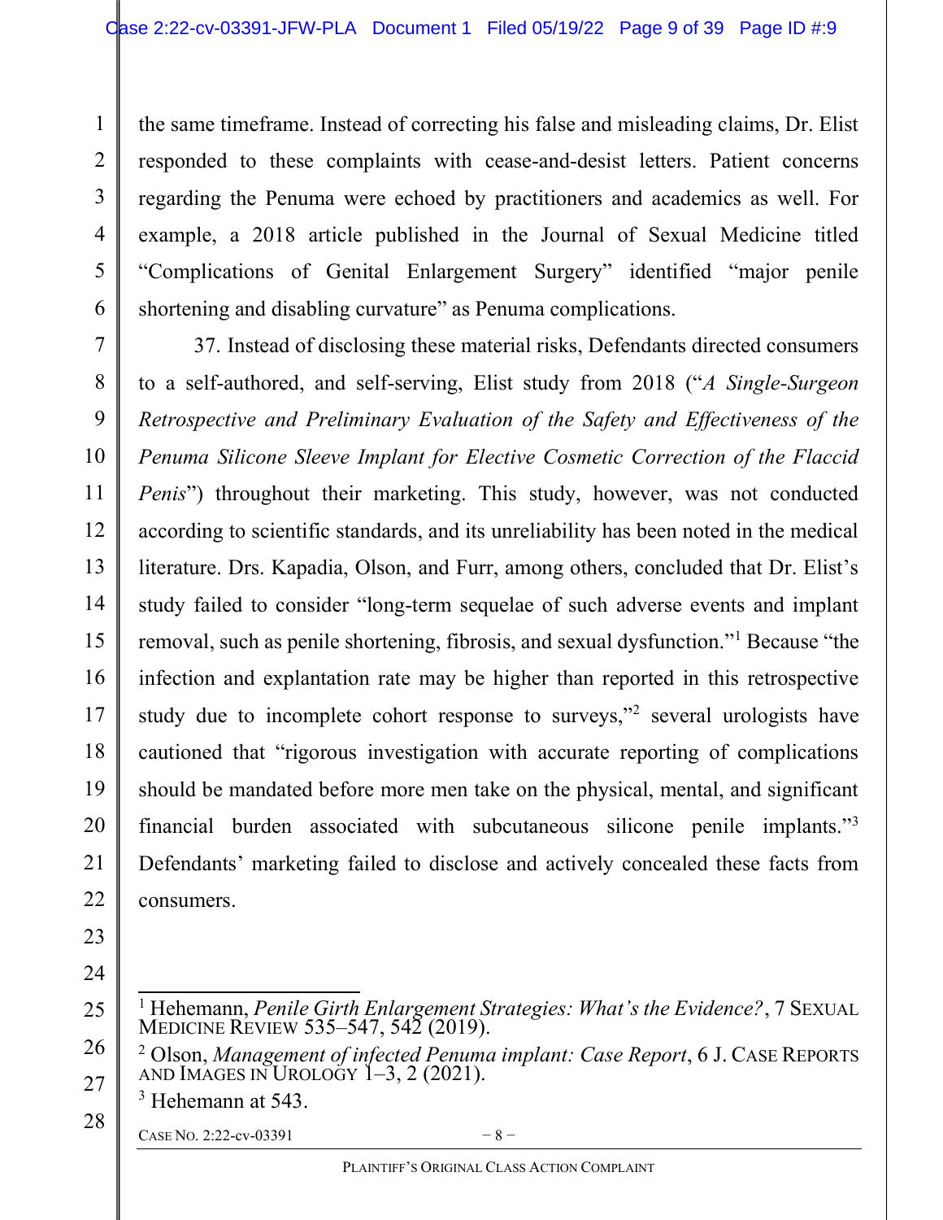the same timeframe. Instead of correcting his false and misleading claims, Dr. Elist responded to these complaints with cease-and-desist letters. Patient concerns regarding the Penuma were echoed by practitioners and academics as well. For example, a 2018 article published in the Journal of Sexual Medicine titled "Complications of Genital Enlargement Surgery" identified "major penile shortening and disabling curvature" as Penuma complications.

37. Instead of disclosing these material risks, Defendants directed consumers to a self-authored, and self-serving, Elist study from 2018 ("*A Single-Surgeon Retrospective and Preliminary Evaluation of the Safety and Effectiveness of the Penuma Silicone Sleeve Implant for Elective Cosmetic Correction of the Flaccid Penis*") throughout their marketing. This study, however, was not conducted according to scientific standards, and its unreliability has been noted in the medical literature. Drs. Kapadia, Olson, and Furr, among others, concluded that Dr. Elist's study failed to consider "long-term sequelae of such adverse events and implant removal, such as penile shortening, fibrosis, and sexual dysfunction."[1] Because "the infection and explantation rate may be higher than reported in this retrospective study due to incomplete cohort response to surveys,"[2] several urologists have cautioned that "rigorous investigation with accurate reporting of complications should be mandated before more men take on the physical, mental, and significant financial burden associated with subcutaneous silicone penile implants."[3] Defendants' marketing failed to disclose and actively concealed these facts from consumers.

---

[1] Hehemann, *Penile Girth Enlargement Strategies: What's the Evidence?*, 7 SEXUAL MEDICINE REVIEW 535–547, 542 (2019).

[2] Olson, *Management of infected Penuma implant: Case Report*, 6 J. CASE REPORTS AND IMAGES IN UROLOGY 1–3, 2 (2021).

[3] Hehemann at 543.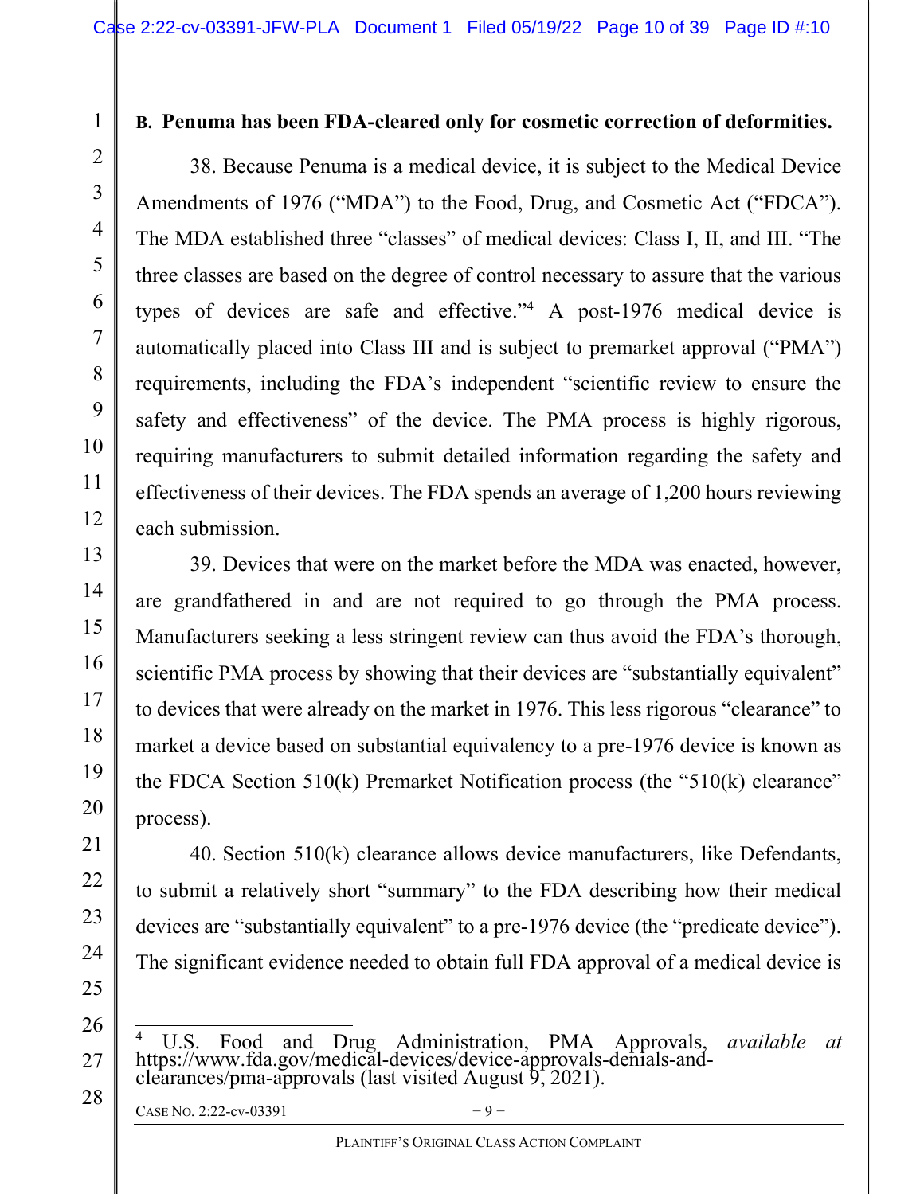**B. Penuma has been FDA-cleared only for cosmetic correction of deformities.**

38. Because Penuma is a medical device, it is subject to the Medical Device Amendments of 1976 ("MDA") to the Food, Drug, and Cosmetic Act ("FDCA"). The MDA established three "classes" of medical devices: Class I, II, and III. "The three classes are based on the degree of control necessary to assure that the various types of devices are safe and effective."[4] A post-1976 medical device is automatically placed into Class III and is subject to premarket approval ("PMA") requirements, including the FDA's independent "scientific review to ensure the safety and effectiveness" of the device. The PMA process is highly rigorous, requiring manufacturers to submit detailed information regarding the safety and effectiveness of their devices. The FDA spends an average of 1,200 hours reviewing each submission.

39. Devices that were on the market before the MDA was enacted, however, are grandfathered in and are not required to go through the PMA process. Manufacturers seeking a less stringent review can thus avoid the FDA's thorough, scientific PMA process by showing that their devices are "substantially equivalent" to devices that were already on the market in 1976. This less rigorous "clearance" to market a device based on substantial equivalency to a pre-1976 device is known as the FDCA Section 510(k) Premarket Notification process (the "510(k) clearance" process).

40. Section 510(k) clearance allows device manufacturers, like Defendants, to submit a relatively short "summary" to the FDA describing how their medical devices are "substantially equivalent" to a pre-1976 device (the "predicate device"). The significant evidence needed to obtain full FDA approval of a medical device is

---

[4] U.S. Food and Drug Administration, PMA Approvals, *available at* https://www.fda.gov/medical-devices/device-approvals-denials-and-clearances/pma-approvals (last visited August 9, 2021).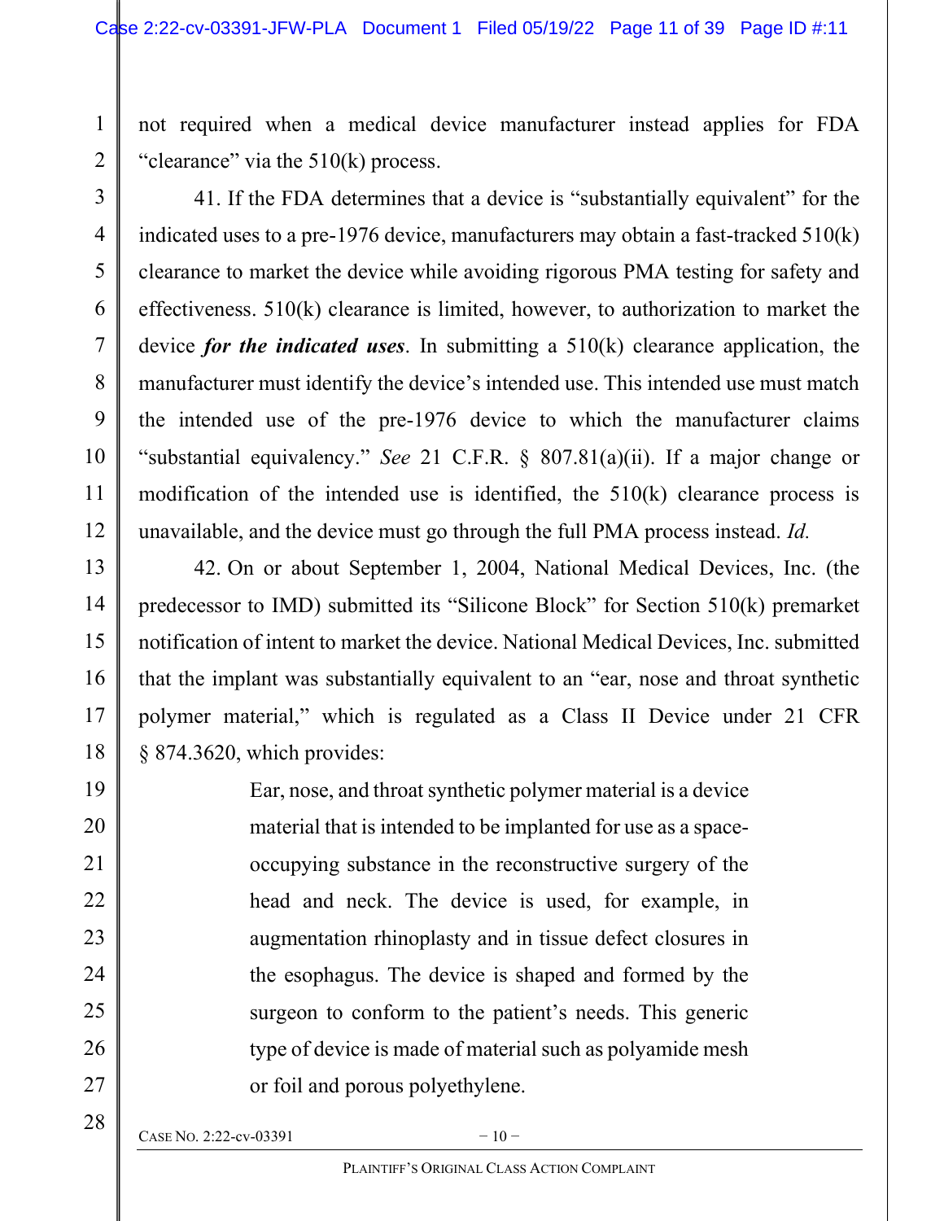not required when a medical device manufacturer instead applies for FDA "clearance" via the 510(k) process.

41. If the FDA determines that a device is "substantially equivalent" for the indicated uses to a pre-1976 device, manufacturers may obtain a fast-tracked 510(k) clearance to market the device while avoiding rigorous PMA testing for safety and effectiveness. 510(k) clearance is limited, however, to authorization to market the device ***for the indicated uses***. In submitting a 510(k) clearance application, the manufacturer must identify the device's intended use. This intended use must match the intended use of the pre-1976 device to which the manufacturer claims "substantial equivalency." *See* 21 C.F.R. § 807.81(a)(ii). If a major change or modification of the intended use is identified, the 510(k) clearance process is unavailable, and the device must go through the full PMA process instead. *Id.*

42. On or about September 1, 2004, National Medical Devices, Inc. (the predecessor to IMD) submitted its "Silicone Block" for Section 510(k) premarket notification of intent to market the device. National Medical Devices, Inc. submitted that the implant was substantially equivalent to an "ear, nose and throat synthetic polymer material," which is regulated as a Class II Device under 21 CFR § 874.3620, which provides:

> Ear, nose, and throat synthetic polymer material is a device material that is intended to be implanted for use as a space-occupying substance in the reconstructive surgery of the head and neck. The device is used, for example, in augmentation rhinoplasty and in tissue defect closures in the esophagus. The device is shaped and formed by the surgeon to conform to the patient's needs. This generic type of device is made of material such as polyamide mesh or foil and porous polyethylene.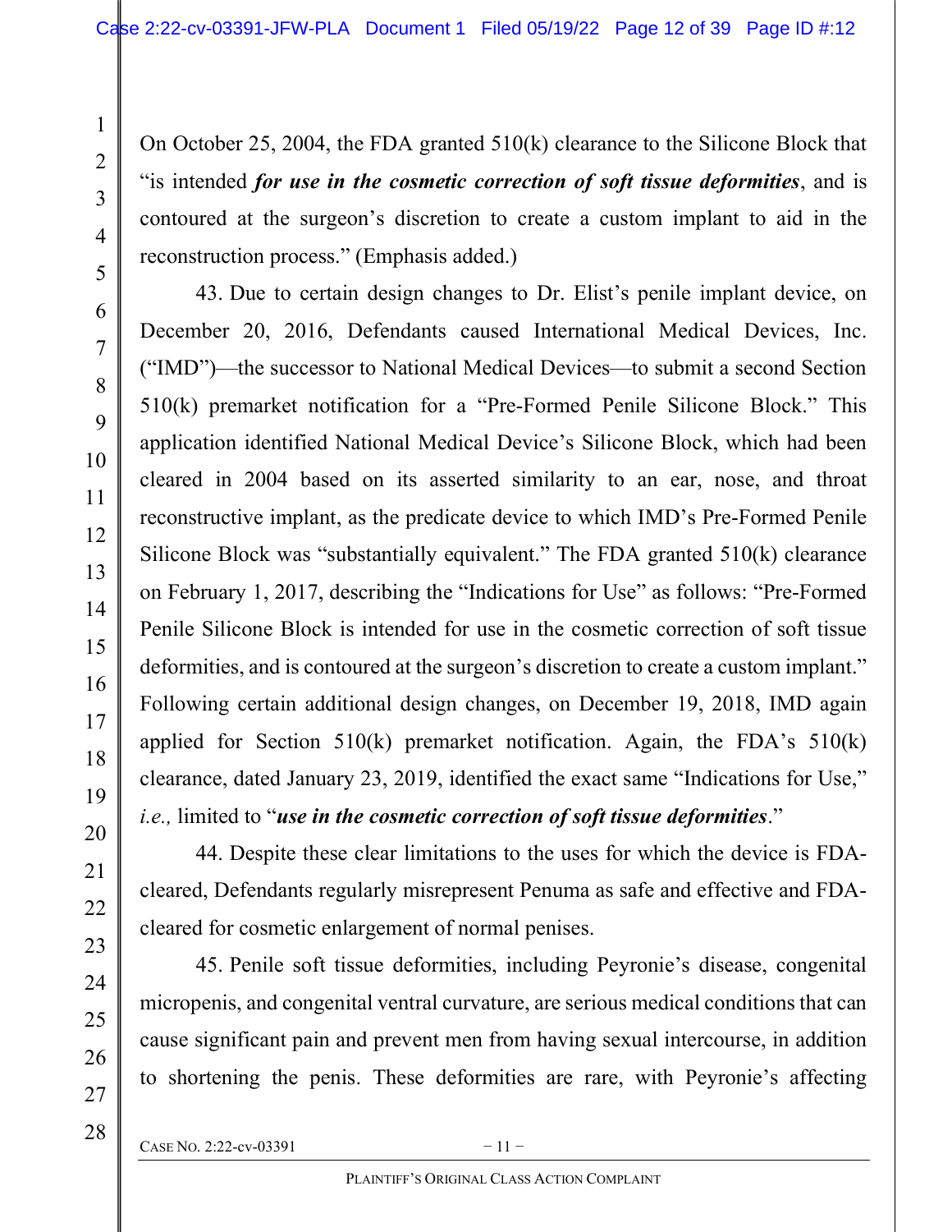On October 25, 2004, the FDA granted 510(k) clearance to the Silicone Block that "is intended ***for use in the cosmetic correction of soft tissue deformities***, and is contoured at the surgeon's discretion to create a custom implant to aid in the reconstruction process." (Emphasis added.)

43. Due to certain design changes to Dr. Elist's penile implant device, on December 20, 2016, Defendants caused International Medical Devices, Inc. ("IMD")—the successor to National Medical Devices—to submit a second Section 510(k) premarket notification for a "Pre-Formed Penile Silicone Block." This application identified National Medical Device's Silicone Block, which had been cleared in 2004 based on its asserted similarity to an ear, nose, and throat reconstructive implant, as the predicate device to which IMD's Pre-Formed Penile Silicone Block was "substantially equivalent." The FDA granted 510(k) clearance on February 1, 2017, describing the "Indications for Use" as follows: "Pre-Formed Penile Silicone Block is intended for use in the cosmetic correction of soft tissue deformities, and is contoured at the surgeon's discretion to create a custom implant." Following certain additional design changes, on December 19, 2018, IMD again applied for Section 510(k) premarket notification. Again, the FDA's 510(k) clearance, dated January 23, 2019, identified the exact same "Indications for Use," *i.e.,* limited to "***use in the cosmetic correction of soft tissue deformities***."

44. Despite these clear limitations to the uses for which the device is FDA-cleared, Defendants regularly misrepresent Penuma as safe and effective and FDA-cleared for cosmetic enlargement of normal penises.

45. Penile soft tissue deformities, including Peyronie's disease, congenital micropenis, and congenital ventral curvature, are serious medical conditions that can cause significant pain and prevent men from having sexual intercourse, in addition to shortening the penis. These deformities are rare, with Peyronie's affecting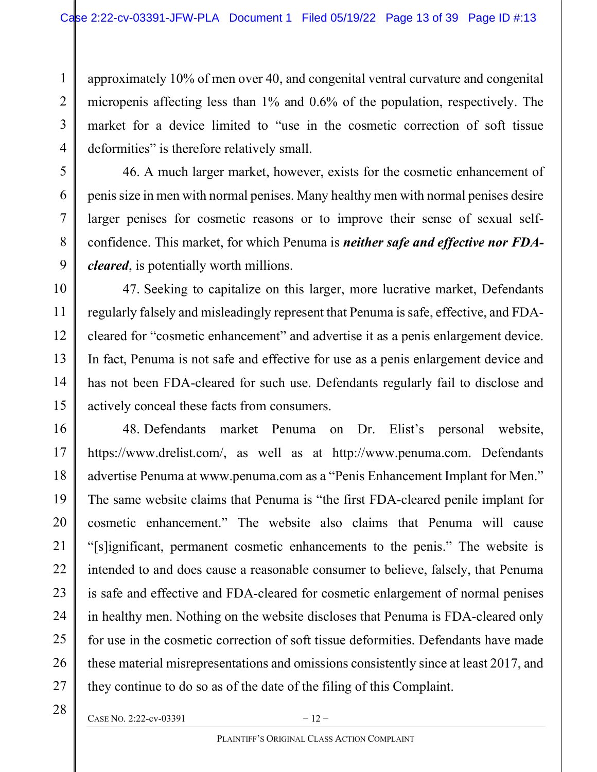approximately 10% of men over 40, and congenital ventral curvature and congenital micropenis affecting less than 1% and 0.6% of the population, respectively. The market for a device limited to "use in the cosmetic correction of soft tissue deformities" is therefore relatively small.

46. A much larger market, however, exists for the cosmetic enhancement of penis size in men with normal penises. Many healthy men with normal penises desire larger penises for cosmetic reasons or to improve their sense of sexual self-confidence. This market, for which Penuma is ***neither safe and effective nor FDA-cleared***, is potentially worth millions.

47. Seeking to capitalize on this larger, more lucrative market, Defendants regularly falsely and misleadingly represent that Penuma is safe, effective, and FDA-cleared for "cosmetic enhancement" and advertise it as a penis enlargement device. In fact, Penuma is not safe and effective for use as a penis enlargement device and has not been FDA-cleared for such use. Defendants regularly fail to disclose and actively conceal these facts from consumers.

48. Defendants market Penuma on Dr. Elist's personal website, https://www.drelist.com/, as well as at http://www.penuma.com. Defendants advertise Penuma at www.penuma.com as a "Penis Enhancement Implant for Men." The same website claims that Penuma is "the first FDA-cleared penile implant for cosmetic enhancement." The website also claims that Penuma will cause "[s]ignificant, permanent cosmetic enhancements to the penis." The website is intended to and does cause a reasonable consumer to believe, falsely, that Penuma is safe and effective and FDA-cleared for cosmetic enlargement of normal penises in healthy men. Nothing on the website discloses that Penuma is FDA-cleared only for use in the cosmetic correction of soft tissue deformities. Defendants have made these material misrepresentations and omissions consistently since at least 2017, and they continue to do so as of the date of the filing of this Complaint.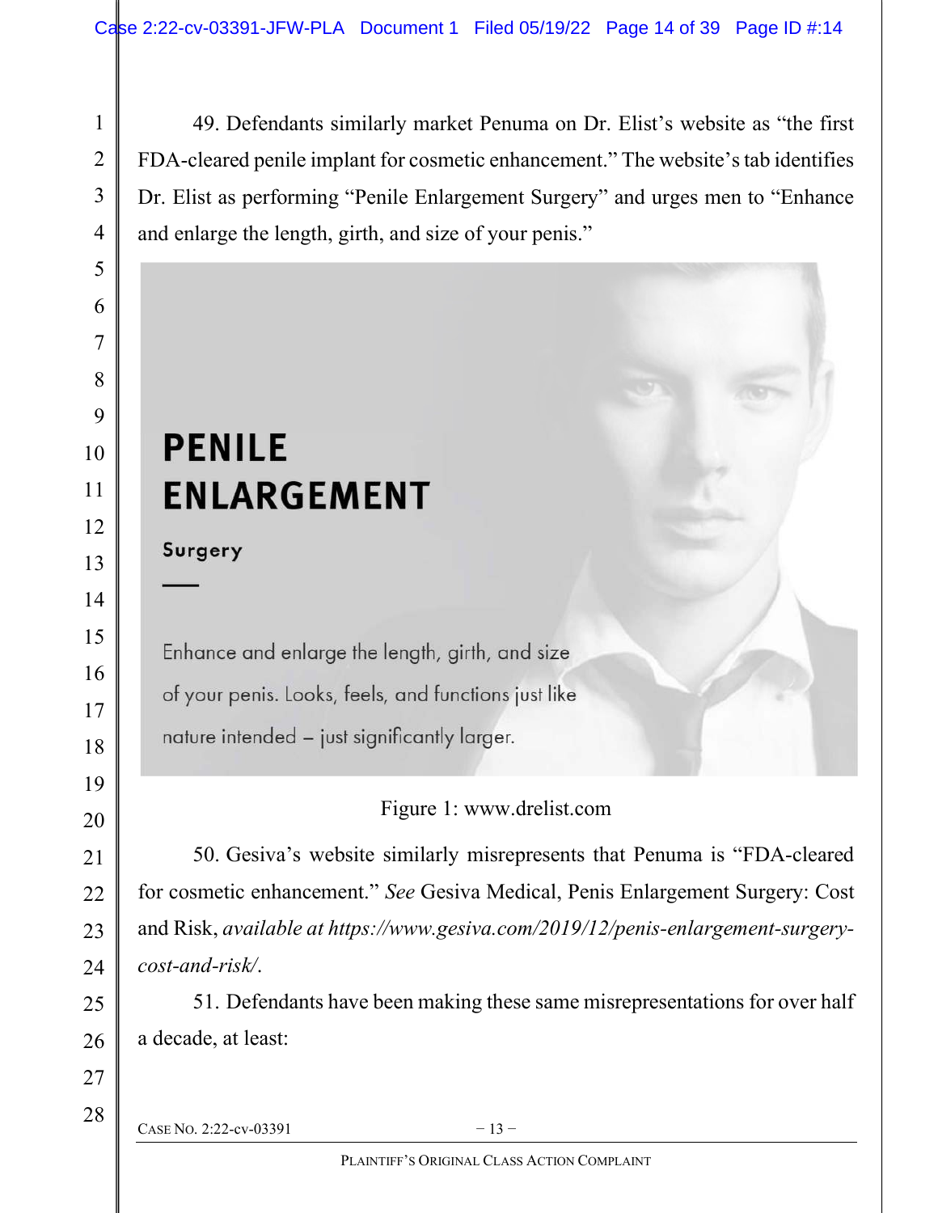49. Defendants similarly market Penuma on Dr. Elist's website as "the first FDA-cleared penile implant for cosmetic enhancement." The website's tab identifies Dr. Elist as performing "Penile Enlargement Surgery" and urges men to "Enhance and enlarge the length, girth, and size of your penis."

PENILE ENLARGEMENT

Surgery

Enhance and enlarge the length, girth, and size of your penis. Looks, feels, and functions just like nature intended – just significantly larger.

Figure 1: www.drelist.com

50. Gesiva's website similarly misrepresents that Penuma is "FDA-cleared for cosmetic enhancement." *See* Gesiva Medical, Penis Enlargement Surgery: Cost and Risk, *available at https://www.gesiva.com/2019/12/penis-enlargement-surgery-cost-and-risk/*.

51. Defendants have been making these same misrepresentations for over half a decade, at least: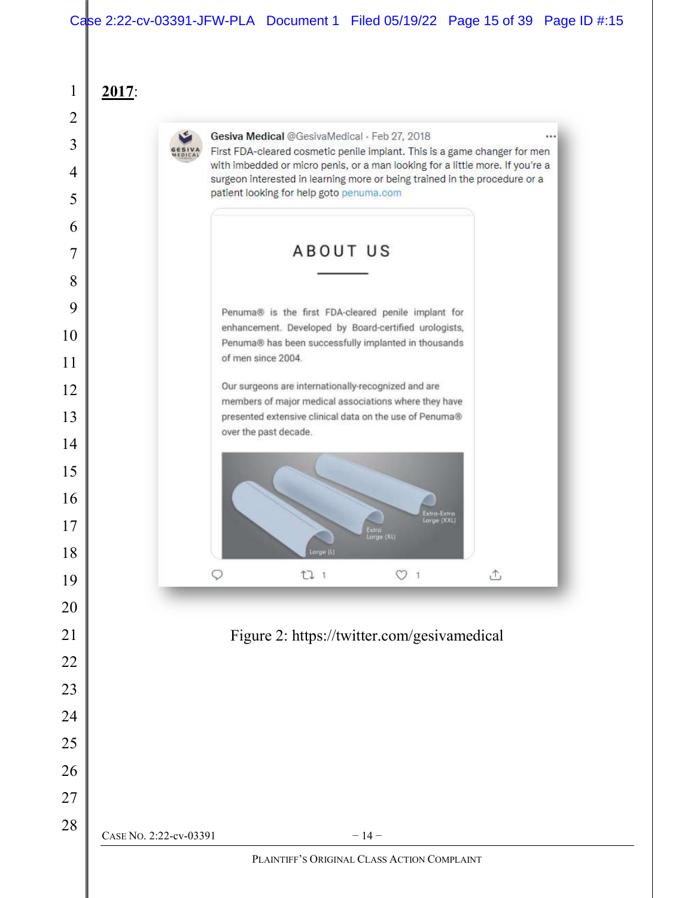**2017**:

Gesiva Medical @GesivaMedical · Feb 27, 2018

First FDA-cleared cosmetic penile implant. This is a game changer for men with imbedded or micro penis, or a man looking for a little more. If you're a surgeon interested in learning more or being trained in the procedure or a patient looking for help goto penuma.com

ABOUT US

Penuma® is the first FDA-cleared penile implant for enhancement. Developed by Board-certified urologists, Penuma® has been successfully implanted in thousands of men since 2004.

Our surgeons are internationally-recognized and are members of major medical associations where they have presented extensive clinical data on the use of Penuma® over the past decade.

Large (L) Extra Large (XL) Extra-Extra Large (XXL)

Figure 2: https://twitter.com/gesivamedical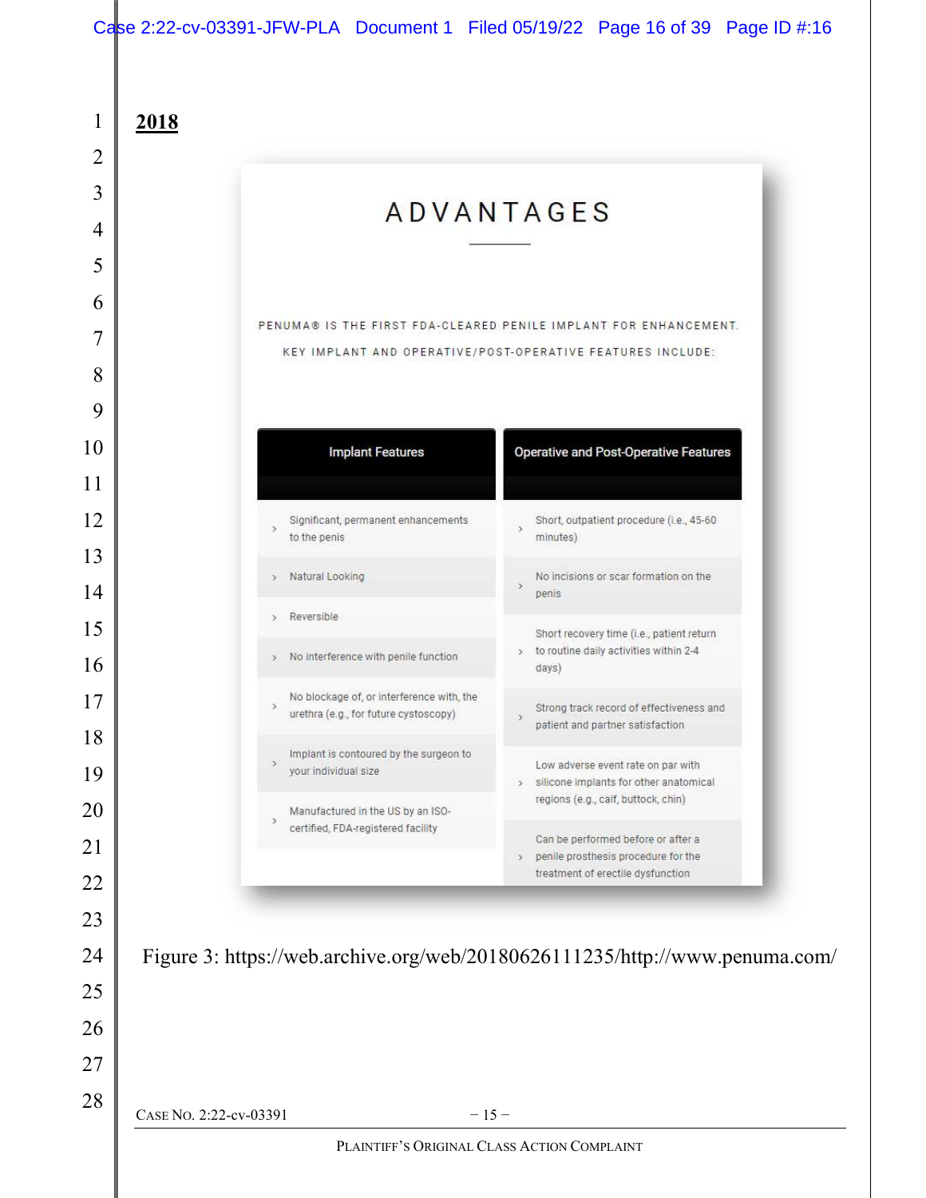**2018**

# ADVANTAGES

PENUMA® IS THE FIRST FDA-CLEARED PENILE IMPLANT FOR ENHANCEMENT.

KEY IMPLANT AND OPERATIVE/POST-OPERATIVE FEATURES INCLUDE:

| Implant Features | Operative and Post-Operative Features |
|---|---|
| Significant, permanent enhancements to the penis | Short, outpatient procedure (i.e., 45-60 minutes) |
| Natural Looking | No incisions or scar formation on the penis |
| Reversible | Short recovery time (i.e., patient return to routine daily activities within 2-4 days) |
| No interference with penile function | Strong track record of effectiveness and patient and partner satisfaction |
| No blockage of, or interference with, the urethra (e.g., for future cystoscopy) | Low adverse event rate on par with silicone implants for other anatomical regions (e.g., calf, buttock, chin) |
| Implant is contoured by the surgeon to your individual size | Can be performed before or after a penile prosthesis procedure for the treatment of erectile dysfunction |
| Manufactured in the US by an ISO-certified, FDA-registered facility | |

Figure 3: https://web.archive.org/web/20180626111235/http://www.penuma.com/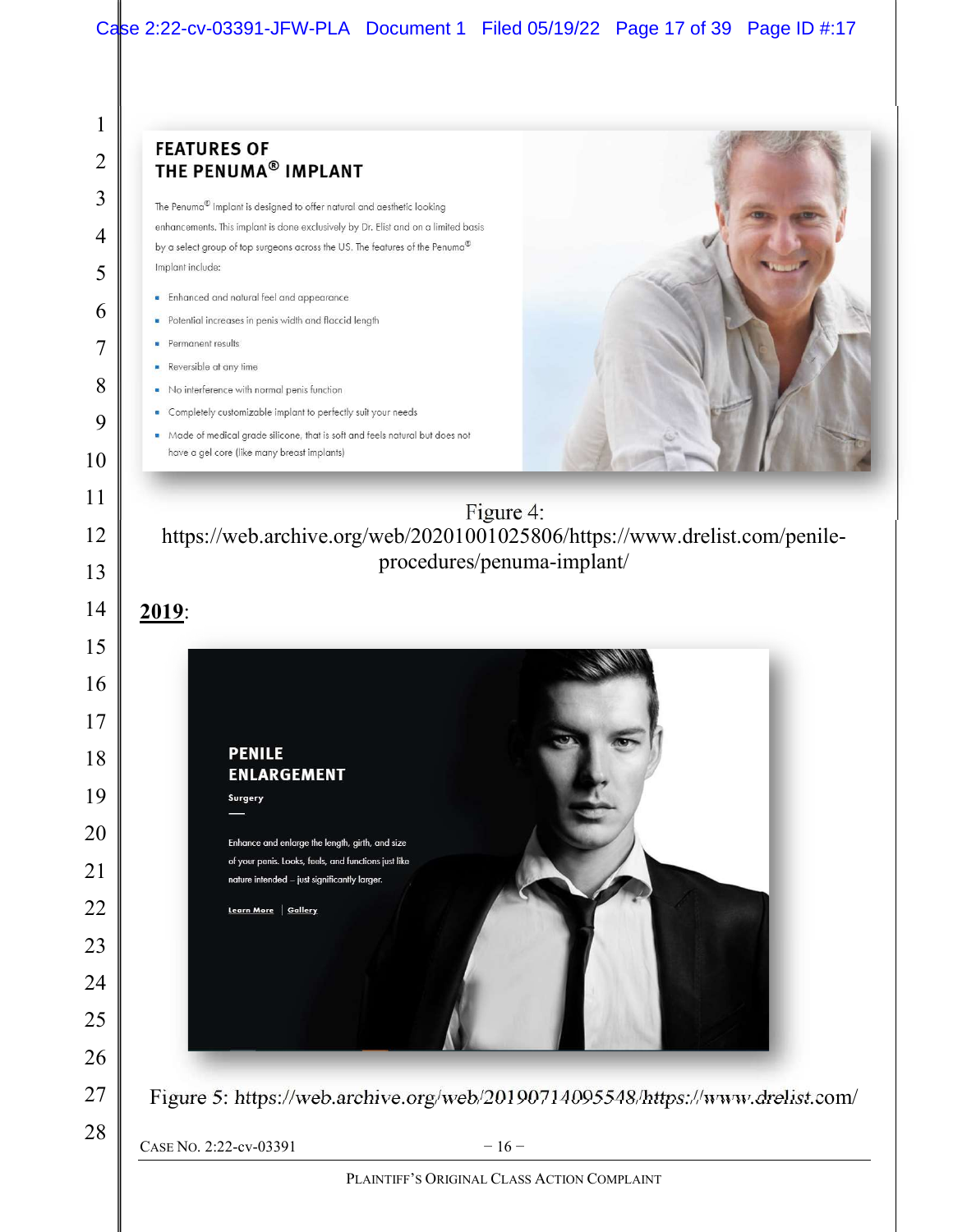**FEATURES OF THE PENUMA® IMPLANT**

The Penuma® Implant is designed to offer natural and aesthetic looking enhancements. This implant is done exclusively by Dr. Elist and on a limited basis by a select group of top surgeons across the US. The features of the Penuma® Implant include:

- Enhanced and natural feel and appearance
- Potential increases in penis width and flaccid length
- Permanent results
- Reversible at any time
- No interference with normal penis function
- Completely customizable implant to perfectly suit your needs
- Made of medical grade silicone, that is soft and feels natural but does not have a gel core (like many breast implants)

Figure 4: https://web.archive.org/web/20201001025806/https://www.drelist.com/penile-procedures/penuma-implant/

**2019**:

**PENILE ENLARGEMENT**

**Surgery**

Enhance and enlarge the length, girth, and size of your penis. Looks, feels, and functions just like nature intended – just significantly larger.

Learn More | Gallery

Figure 5: https://web.archive.org/web/20190714095548/https://www.drelist.com/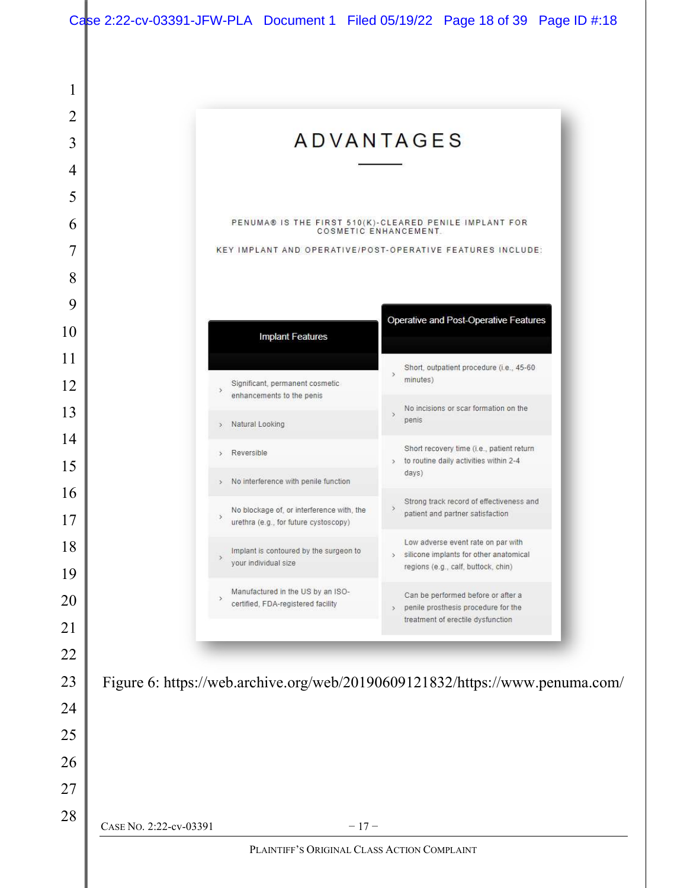# ADVANTAGES

PENUMA® IS THE FIRST 510(K)-CLEARED PENILE IMPLANT FOR COSMETIC ENHANCEMENT.

KEY IMPLANT AND OPERATIVE/POST-OPERATIVE FEATURES INCLUDE:

| Implant Features | Operative and Post-Operative Features |
|---|---|
| Significant, permanent cosmetic enhancements to the penis | Short, outpatient procedure (i.e., 45-60 minutes) |
| Natural Looking | No incisions or scar formation on the penis |
| Reversible | Short recovery time (i.e., patient return to routine daily activities within 2-4 days) |
| No interference with penile function | Strong track record of effectiveness and patient and partner satisfaction |
| No blockage of, or interference with, the urethra (e.g., for future cystoscopy) | Low adverse event rate on par with silicone implants for other anatomical regions (e.g., calf, buttock, chin) |
| Implant is contoured by the surgeon to your individual size | Can be performed before or after a penile prosthesis procedure for the treatment of erectile dysfunction |
| Manufactured in the US by an ISO-certified, FDA-registered facility | |

Figure 6: https://web.archive.org/web/20190609121832/https://www.penuma.com/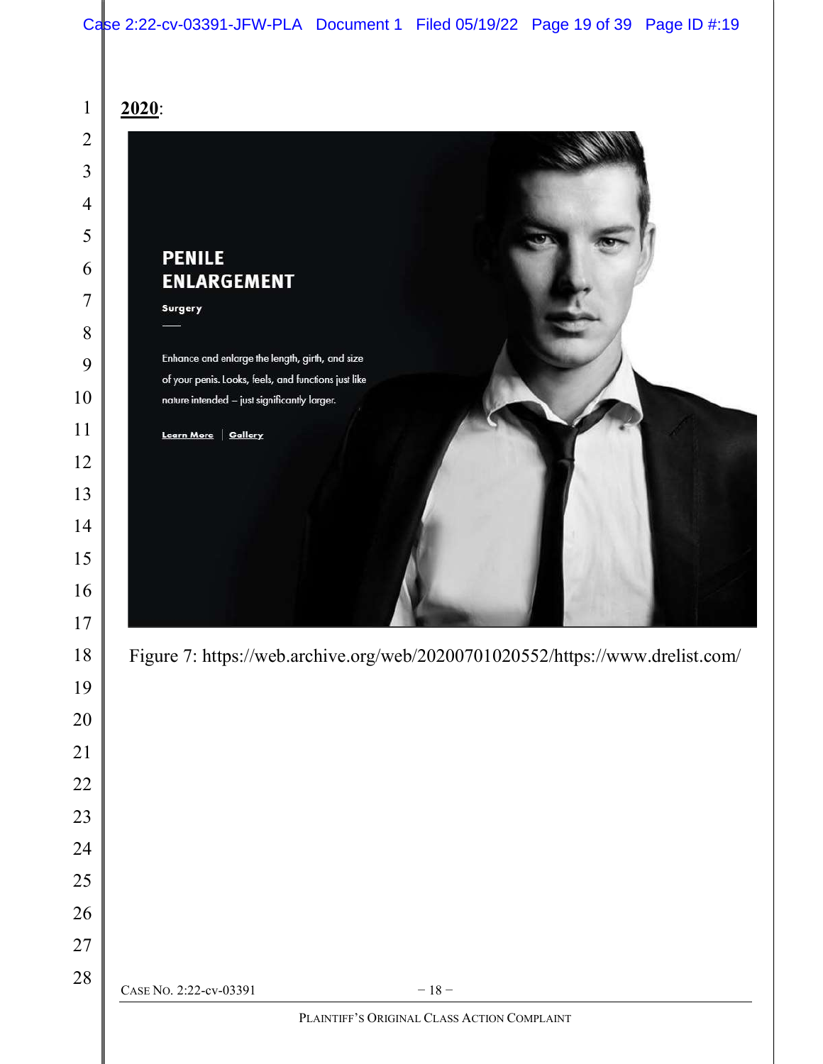**2020**:

PENILE ENLARGEMENT

Surgery

Enhance and enlarge the length, girth, and size of your penis. Looks, feels, and functions just like nature intended – just significantly larger.

Learn More | Gallery

Figure 7: https://web.archive.org/web/20200701020552/https://www.drelist.com/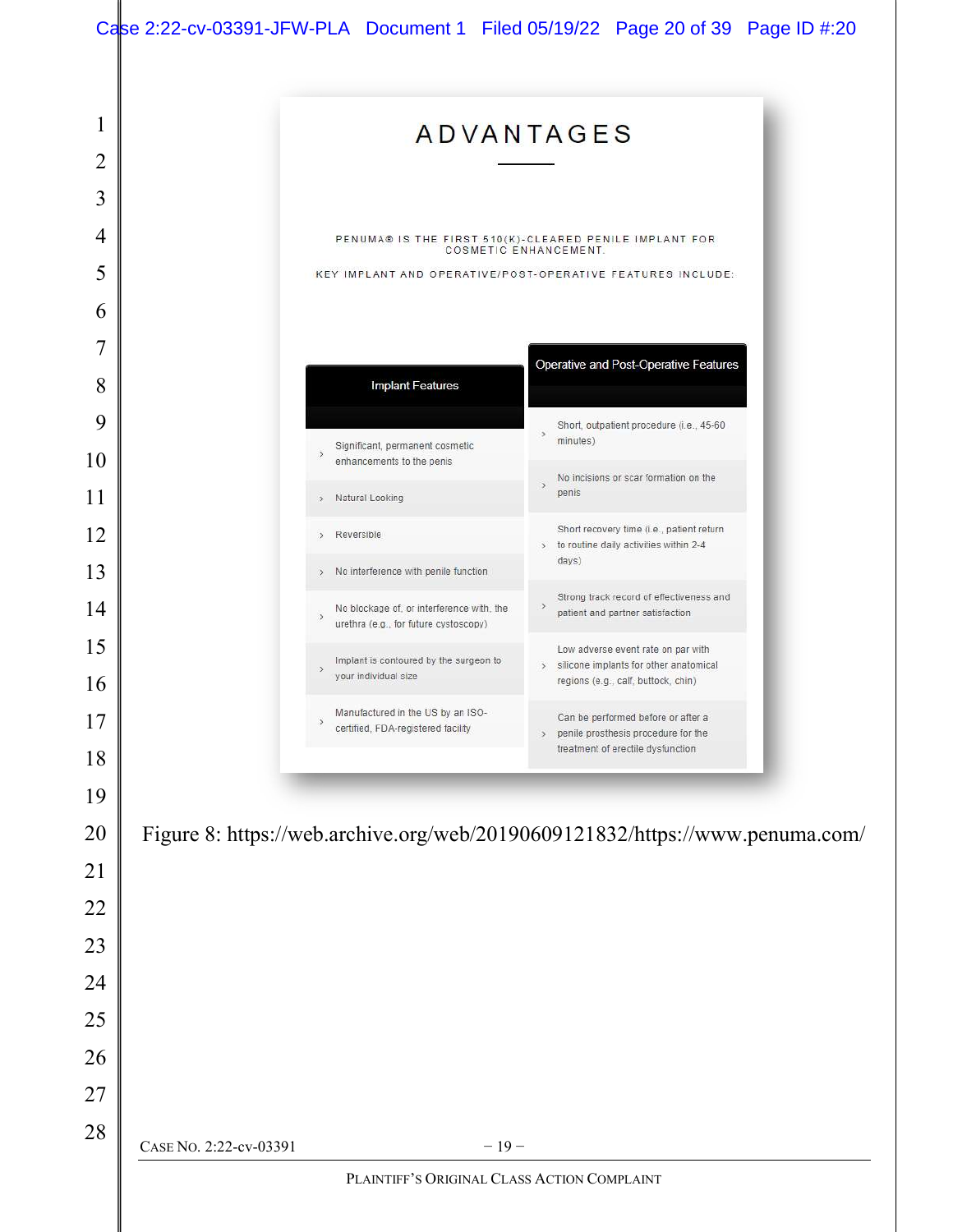# ADVANTAGES

PENUMA® IS THE FIRST 510(K)-CLEARED PENILE IMPLANT FOR COSMETIC ENHANCEMENT.

KEY IMPLANT AND OPERATIVE/POST-OPERATIVE FEATURES INCLUDE:

| Implant Features | Operative and Post-Operative Features |
|---|---|
| Significant, permanent cosmetic enhancements to the penis | Short, outpatient procedure (i.e., 45-60 minutes) |
| Natural Looking | No incisions or scar formation on the penis |
| Reversible | Short recovery time (i.e., patient return to routine daily activities within 2-4 days) |
| No interference with penile function | Strong track record of effectiveness and patient and partner satisfaction |
| No blockage of, or interference with, the urethra (e.g., for future cystoscopy) | Low adverse event rate on par with silicone implants for other anatomical regions (e.g., calf, buttock, chin) |
| Implant is contoured by the surgeon to your individual size | Can be performed before or after a penile prosthesis procedure for the treatment of erectile dysfunction |
| Manufactured in the US by an ISO-certified, FDA-registered facility | |

Figure 8: https://web.archive.org/web/20190609121832/https://www.penuma.com/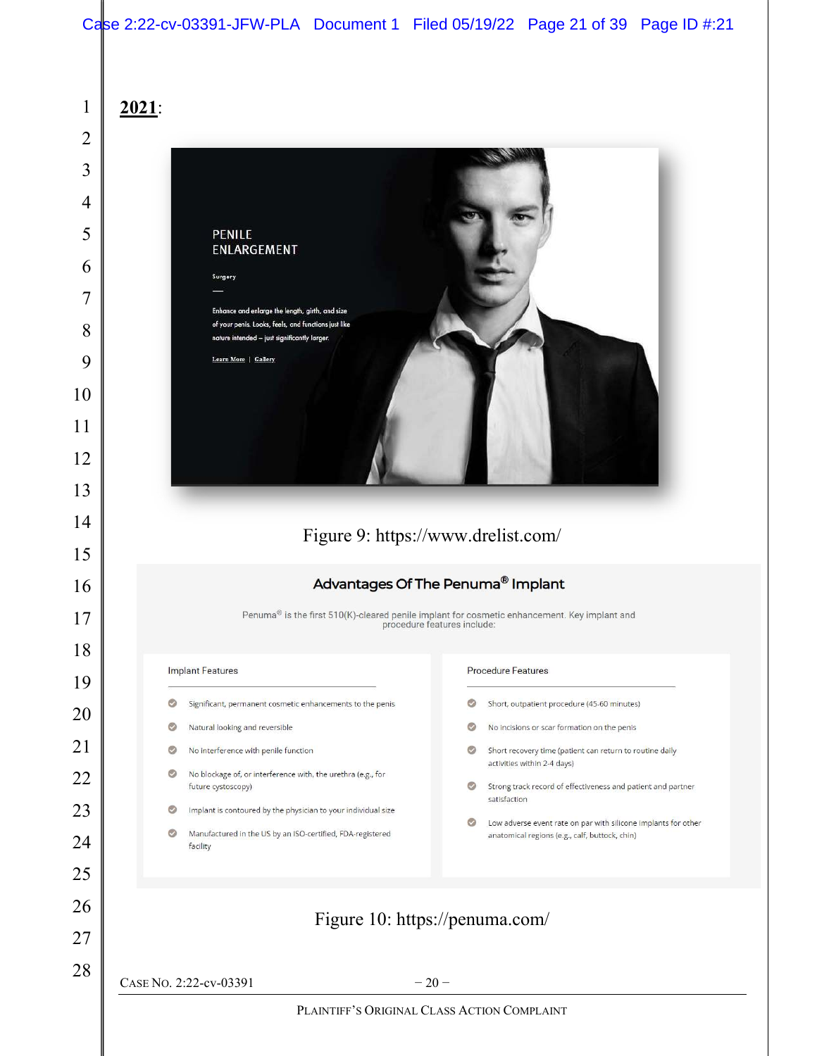**2021**:

PENILE ENLARGEMENT

Surgery

Enhance and enlarge the length, girth, and size of your penis. Looks, feels, and functions just like nature intended – just significantly larger.

Learn More | Gallery

Figure 9: https://www.drelist.com/

**Advantages Of The Penuma® Implant**

Penuma® is the first 510(K)-cleared penile implant for cosmetic enhancement. Key implant and procedure features include:

Implant Features

- Significant, permanent cosmetic enhancements to the penis
- Natural looking and reversible
- No interference with penile function
- No blockage of, or interference with, the urethra (e.g., for future cystoscopy)
- Implant is contoured by the physician to your individual size
- Manufactured in the US by an ISO-certified, FDA-registered facility

Procedure Features

- Short, outpatient procedure (45-60 minutes)
- No incisions or scar formation on the penis
- Short recovery time (patient can return to routine daily activities within 2-4 days)
- Strong track record of effectiveness and patient and partner satisfaction
- Low adverse event rate on par with silicone implants for other anatomical regions (e.g., calf, buttock, chin)

Figure 10: https://penuma.com/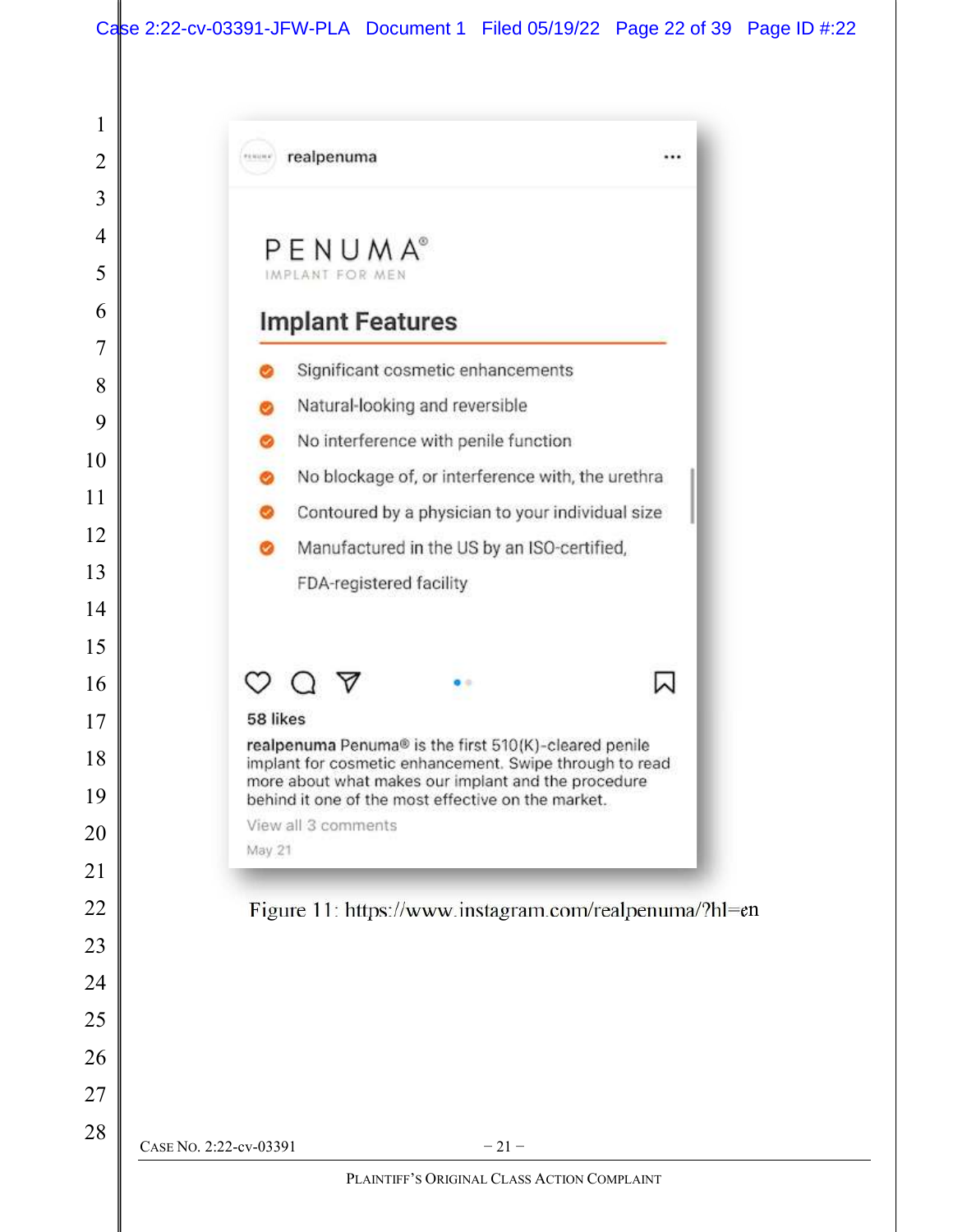realpenuma

PENUMA®
IMPLANT FOR MEN

## Implant Features

- Significant cosmetic enhancements
- Natural-looking and reversible
- No interference with penile function
- No blockage of, or interference with, the urethra
- Contoured by a physician to your individual size
- Manufactured in the US by an ISO-certified, FDA-registered facility

58 likes

**realpenuma** Penuma® is the first 510(K)-cleared penile implant for cosmetic enhancement. Swipe through to read more about what makes our implant and the procedure behind it one of the most effective on the market.

View all 3 comments

May 21

Figure 11: https://www.instagram.com/realpenuma/?hl=en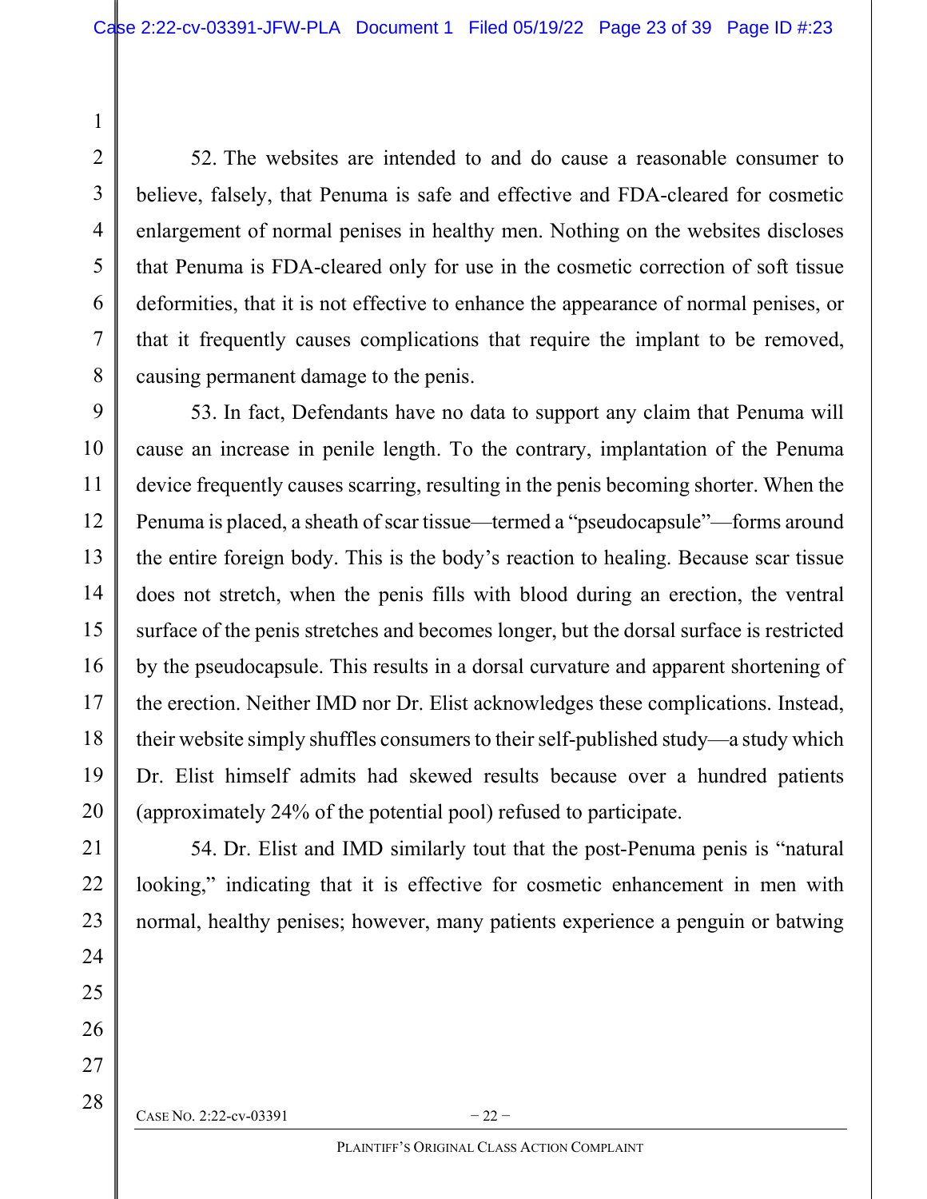52. The websites are intended to and do cause a reasonable consumer to believe, falsely, that Penuma is safe and effective and FDA-cleared for cosmetic enlargement of normal penises in healthy men. Nothing on the websites discloses that Penuma is FDA-cleared only for use in the cosmetic correction of soft tissue deformities, that it is not effective to enhance the appearance of normal penises, or that it frequently causes complications that require the implant to be removed, causing permanent damage to the penis.

53. In fact, Defendants have no data to support any claim that Penuma will cause an increase in penile length. To the contrary, implantation of the Penuma device frequently causes scarring, resulting in the penis becoming shorter. When the Penuma is placed, a sheath of scar tissue—termed a "pseudocapsule"—forms around the entire foreign body. This is the body's reaction to healing. Because scar tissue does not stretch, when the penis fills with blood during an erection, the ventral surface of the penis stretches and becomes longer, but the dorsal surface is restricted by the pseudocapsule. This results in a dorsal curvature and apparent shortening of the erection. Neither IMD nor Dr. Elist acknowledges these complications. Instead, their website simply shuffles consumers to their self-published study—a study which Dr. Elist himself admits had skewed results because over a hundred patients (approximately 24% of the potential pool) refused to participate.

54. Dr. Elist and IMD similarly tout that the post-Penuma penis is "natural looking," indicating that it is effective for cosmetic enhancement in men with normal, healthy penises; however, many patients experience a penguin or batwing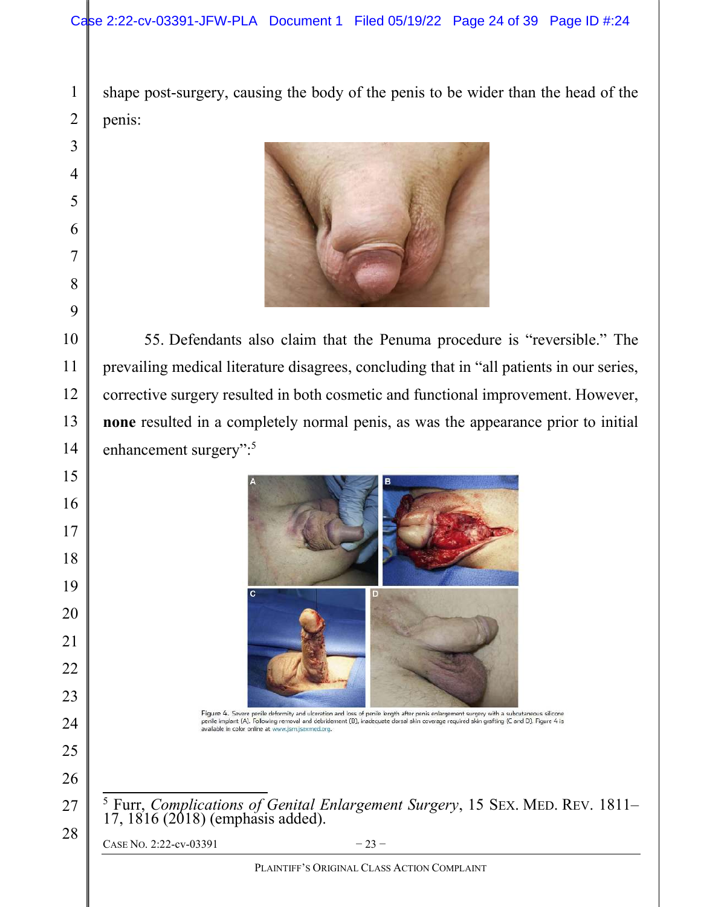shape post-surgery, causing the body of the penis to be wider than the head of the penis:

55. Defendants also claim that the Penuma procedure is "reversible." The prevailing medical literature disagrees, concluding that in "all patients in our series, corrective surgery resulted in both cosmetic and functional improvement. However, **none** resulted in a completely normal penis, as was the appearance prior to initial enhancement surgery":[5]

Figure 4. Severe penile deformity and ulceration and loss of penile length after penis enlargement surgery with a subcutaneous silicone penile implant (A). Following removal and debridement (B), inadequate dorsal skin coverage required skin grafting (C and D). Figure 4 is available in color online at www.jsm.jsexmed.org.

[5] Furr, *Complications of Genital Enlargement Surgery*, 15 SEX. MED. REV. 1811–17, 1816 (2018) (emphasis added).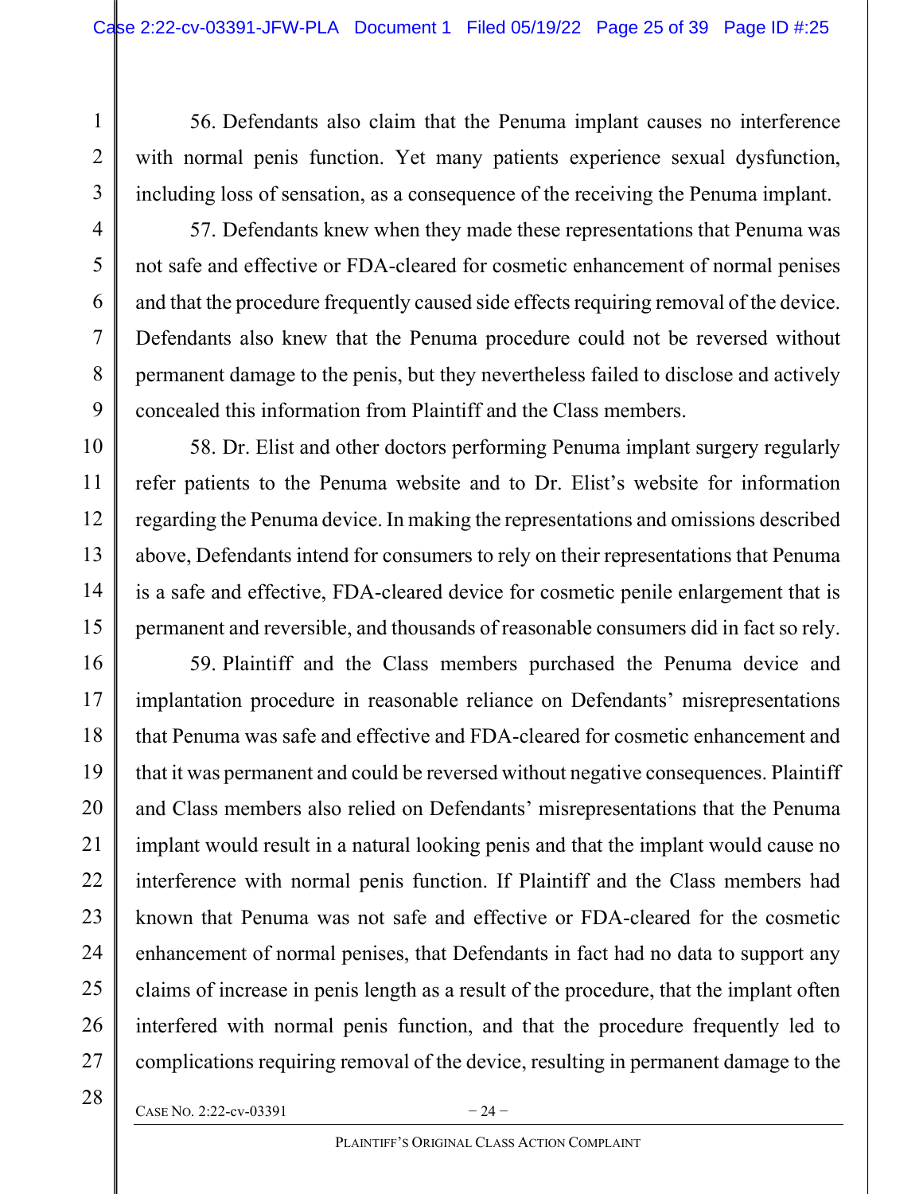56. Defendants also claim that the Penuma implant causes no interference with normal penis function. Yet many patients experience sexual dysfunction, including loss of sensation, as a consequence of the receiving the Penuma implant.

57. Defendants knew when they made these representations that Penuma was not safe and effective or FDA-cleared for cosmetic enhancement of normal penises and that the procedure frequently caused side effects requiring removal of the device. Defendants also knew that the Penuma procedure could not be reversed without permanent damage to the penis, but they nevertheless failed to disclose and actively concealed this information from Plaintiff and the Class members.

58. Dr. Elist and other doctors performing Penuma implant surgery regularly refer patients to the Penuma website and to Dr. Elist's website for information regarding the Penuma device. In making the representations and omissions described above, Defendants intend for consumers to rely on their representations that Penuma is a safe and effective, FDA-cleared device for cosmetic penile enlargement that is permanent and reversible, and thousands of reasonable consumers did in fact so rely.

59. Plaintiff and the Class members purchased the Penuma device and implantation procedure in reasonable reliance on Defendants' misrepresentations that Penuma was safe and effective and FDA-cleared for cosmetic enhancement and that it was permanent and could be reversed without negative consequences. Plaintiff and Class members also relied on Defendants' misrepresentations that the Penuma implant would result in a natural looking penis and that the implant would cause no interference with normal penis function. If Plaintiff and the Class members had known that Penuma was not safe and effective or FDA-cleared for the cosmetic enhancement of normal penises, that Defendants in fact had no data to support any claims of increase in penis length as a result of the procedure, that the implant often interfered with normal penis function, and that the procedure frequently led to complications requiring removal of the device, resulting in permanent damage to the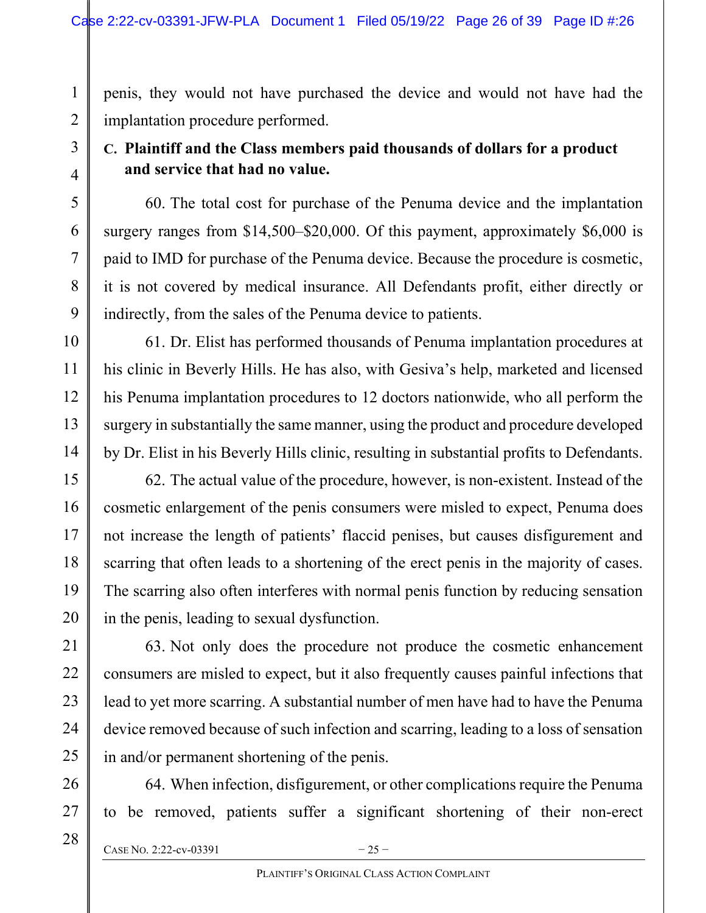penis, they would not have purchased the device and would not have had the implantation procedure performed.

### C. Plaintiff and the Class members paid thousands of dollars for a product and service that had no value.

60. The total cost for purchase of the Penuma device and the implantation surgery ranges from $14,500–$20,000. Of this payment, approximately $6,000 is paid to IMD for purchase of the Penuma device. Because the procedure is cosmetic, it is not covered by medical insurance. All Defendants profit, either directly or indirectly, from the sales of the Penuma device to patients.

61. Dr. Elist has performed thousands of Penuma implantation procedures at his clinic in Beverly Hills. He has also, with Gesiva's help, marketed and licensed his Penuma implantation procedures to 12 doctors nationwide, who all perform the surgery in substantially the same manner, using the product and procedure developed by Dr. Elist in his Beverly Hills clinic, resulting in substantial profits to Defendants.

62. The actual value of the procedure, however, is non-existent. Instead of the cosmetic enlargement of the penis consumers were misled to expect, Penuma does not increase the length of patients' flaccid penises, but causes disfigurement and scarring that often leads to a shortening of the erect penis in the majority of cases. The scarring also often interferes with normal penis function by reducing sensation in the penis, leading to sexual dysfunction.

63. Not only does the procedure not produce the cosmetic enhancement consumers are misled to expect, but it also frequently causes painful infections that lead to yet more scarring. A substantial number of men have had to have the Penuma device removed because of such infection and scarring, leading to a loss of sensation in and/or permanent shortening of the penis.

64. When infection, disfigurement, or other complications require the Penuma to be removed, patients suffer a significant shortening of their non-erect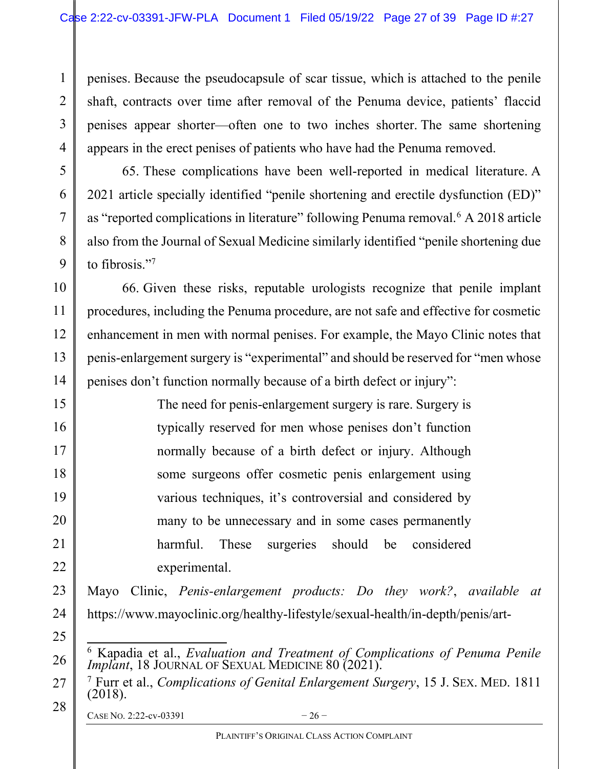penises. Because the pseudocapsule of scar tissue, which is attached to the penile shaft, contracts over time after removal of the Penuma device, patients' flaccid penises appear shorter—often one to two inches shorter. The same shortening appears in the erect penises of patients who have had the Penuma removed.

65. These complications have been well-reported in medical literature. A 2021 article specially identified "penile shortening and erectile dysfunction (ED)" as "reported complications in literature" following Penuma removal.[6] A 2018 article also from the Journal of Sexual Medicine similarly identified "penile shortening due to fibrosis."[7]

66. Given these risks, reputable urologists recognize that penile implant procedures, including the Penuma procedure, are not safe and effective for cosmetic enhancement in men with normal penises. For example, the Mayo Clinic notes that penis-enlargement surgery is "experimental" and should be reserved for "men whose penises don't function normally because of a birth defect or injury":

> The need for penis-enlargement surgery is rare. Surgery is typically reserved for men whose penises don't function normally because of a birth defect or injury. Although some surgeons offer cosmetic penis enlargement using various techniques, it's controversial and considered by many to be unnecessary and in some cases permanently harmful. These surgeries should be considered experimental.

Mayo Clinic, *Penis-enlargement products: Do they work?*, *available at* https://www.mayoclinic.org/healthy-lifestyle/sexual-health/in-depth/penis/art-

---

[6] Kapadia et al., *Evaluation and Treatment of Complications of Penuma Penile Implant*, 18 JOURNAL OF SEXUAL MEDICINE 80 (2021).

[7] Furr et al., *Complications of Genital Enlargement Surgery*, 15 J. SEX. MED. 1811 (2018).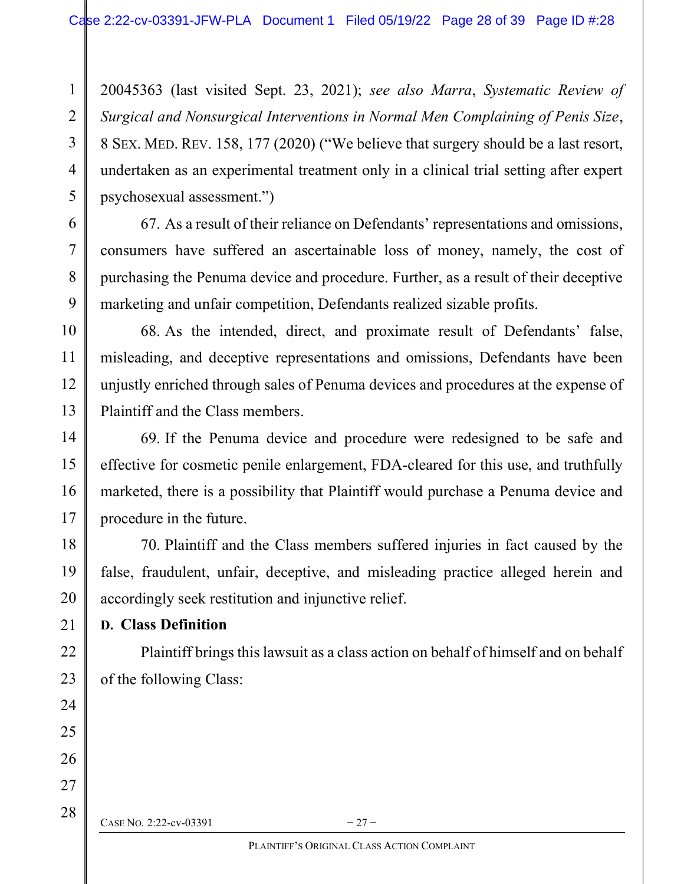20045363 (last visited Sept. 23, 2021); *see also Marra*, *Systematic Review of Surgical and Nonsurgical Interventions in Normal Men Complaining of Penis Size*, 8 SEX. MED. REV. 158, 177 (2020) ("We believe that surgery should be a last resort, undertaken as an experimental treatment only in a clinical trial setting after expert psychosexual assessment.")

67. As a result of their reliance on Defendants' representations and omissions, consumers have suffered an ascertainable loss of money, namely, the cost of purchasing the Penuma device and procedure. Further, as a result of their deceptive marketing and unfair competition, Defendants realized sizable profits.

68. As the intended, direct, and proximate result of Defendants' false, misleading, and deceptive representations and omissions, Defendants have been unjustly enriched through sales of Penuma devices and procedures at the expense of Plaintiff and the Class members.

69. If the Penuma device and procedure were redesigned to be safe and effective for cosmetic penile enlargement, FDA-cleared for this use, and truthfully marketed, there is a possibility that Plaintiff would purchase a Penuma device and procedure in the future.

70. Plaintiff and the Class members suffered injuries in fact caused by the false, fraudulent, unfair, deceptive, and misleading practice alleged herein and accordingly seek restitution and injunctive relief.

### D. Class Definition

Plaintiff brings this lawsuit as a class action on behalf of himself and on behalf of the following Class: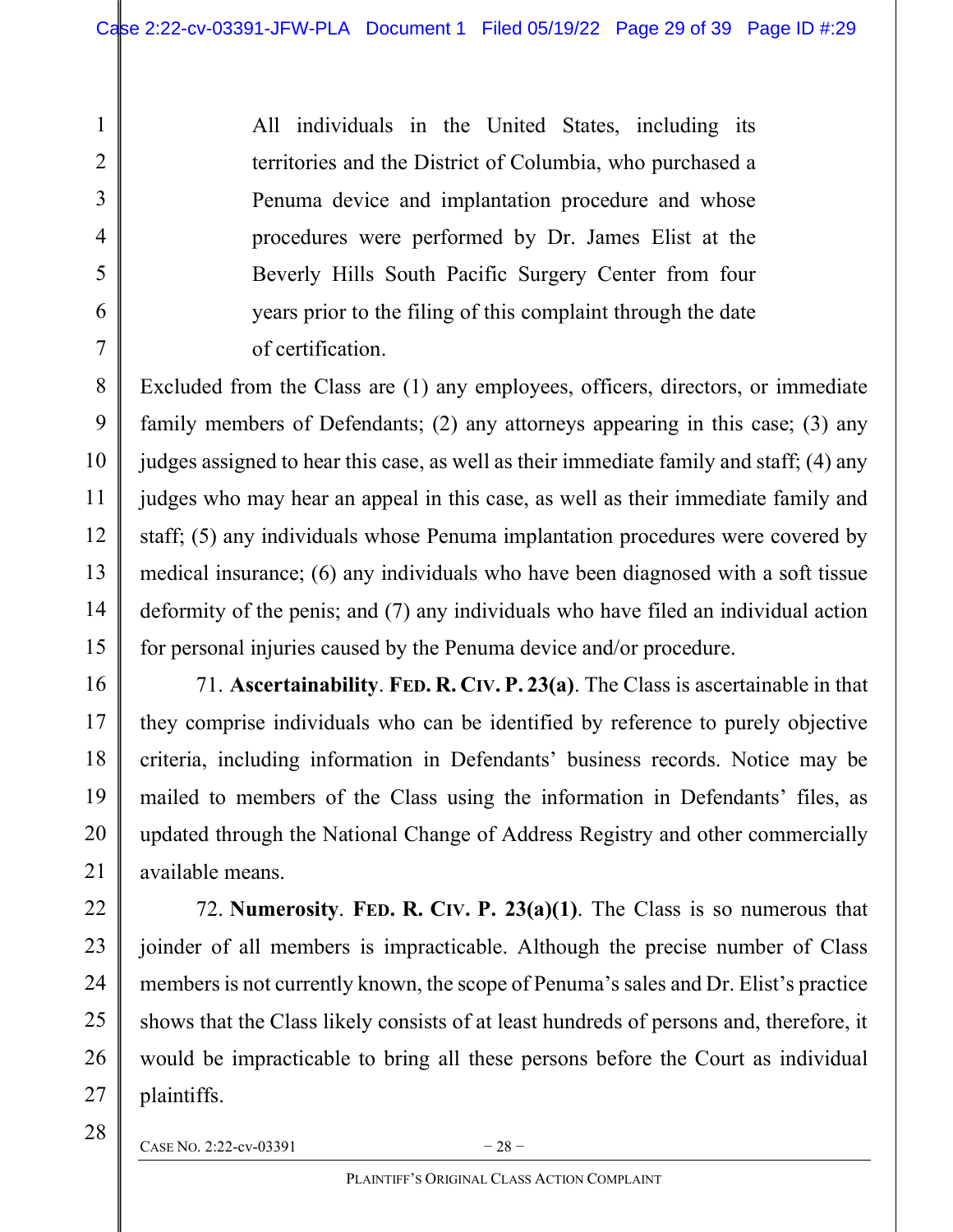> All individuals in the United States, including its territories and the District of Columbia, who purchased a Penuma device and implantation procedure and whose procedures were performed by Dr. James Elist at the Beverly Hills South Pacific Surgery Center from four years prior to the filing of this complaint through the date of certification.

Excluded from the Class are (1) any employees, officers, directors, or immediate family members of Defendants; (2) any attorneys appearing in this case; (3) any judges assigned to hear this case, as well as their immediate family and staff; (4) any judges who may hear an appeal in this case, as well as their immediate family and staff; (5) any individuals whose Penuma implantation procedures were covered by medical insurance; (6) any individuals who have been diagnosed with a soft tissue deformity of the penis; and (7) any individuals who have filed an individual action for personal injuries caused by the Penuma device and/or procedure.

71. **Ascertainability**. **FED. R. CIV. P. 23(a)**. The Class is ascertainable in that they comprise individuals who can be identified by reference to purely objective criteria, including information in Defendants' business records. Notice may be mailed to members of the Class using the information in Defendants' files, as updated through the National Change of Address Registry and other commercially available means.

72. **Numerosity**. **FED. R. CIV. P. 23(a)(1)**. The Class is so numerous that joinder of all members is impracticable. Although the precise number of Class members is not currently known, the scope of Penuma's sales and Dr. Elist's practice shows that the Class likely consists of at least hundreds of persons and, therefore, it would be impracticable to bring all these persons before the Court as individual plaintiffs.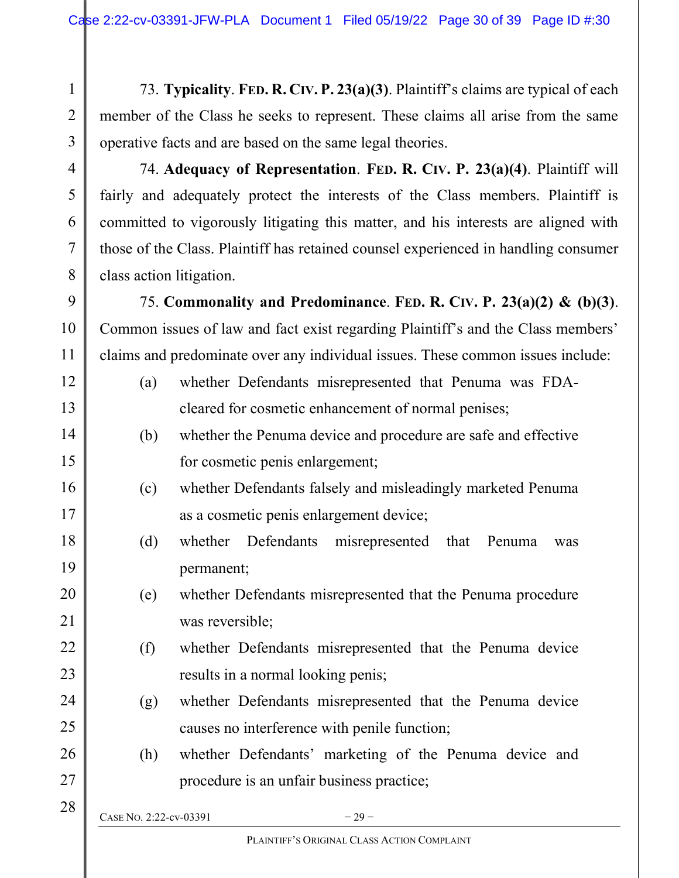73. **Typicality**. **Fed. R. Civ. P. 23(a)(3)**. Plaintiff's claims are typical of each member of the Class he seeks to represent. These claims all arise from the same operative facts and are based on the same legal theories.

74. **Adequacy of Representation**. **Fed. R. Civ. P. 23(a)(4)**. Plaintiff will fairly and adequately protect the interests of the Class members. Plaintiff is committed to vigorously litigating this matter, and his interests are aligned with those of the Class. Plaintiff has retained counsel experienced in handling consumer class action litigation.

75. **Commonality and Predominance**. **Fed. R. Civ. P. 23(a)(2) & (b)(3)**. Common issues of law and fact exist regarding Plaintiff's and the Class members' claims and predominate over any individual issues. These common issues include:

(a) whether Defendants misrepresented that Penuma was FDA-cleared for cosmetic enhancement of normal penises;

(b) whether the Penuma device and procedure are safe and effective for cosmetic penis enlargement;

(c) whether Defendants falsely and misleadingly marketed Penuma as a cosmetic penis enlargement device;

(d) whether Defendants misrepresented that Penuma was permanent;

(e) whether Defendants misrepresented that the Penuma procedure was reversible;

(f) whether Defendants misrepresented that the Penuma device results in a normal looking penis;

(g) whether Defendants misrepresented that the Penuma device causes no interference with penile function;

(h) whether Defendants' marketing of the Penuma device and procedure is an unfair business practice;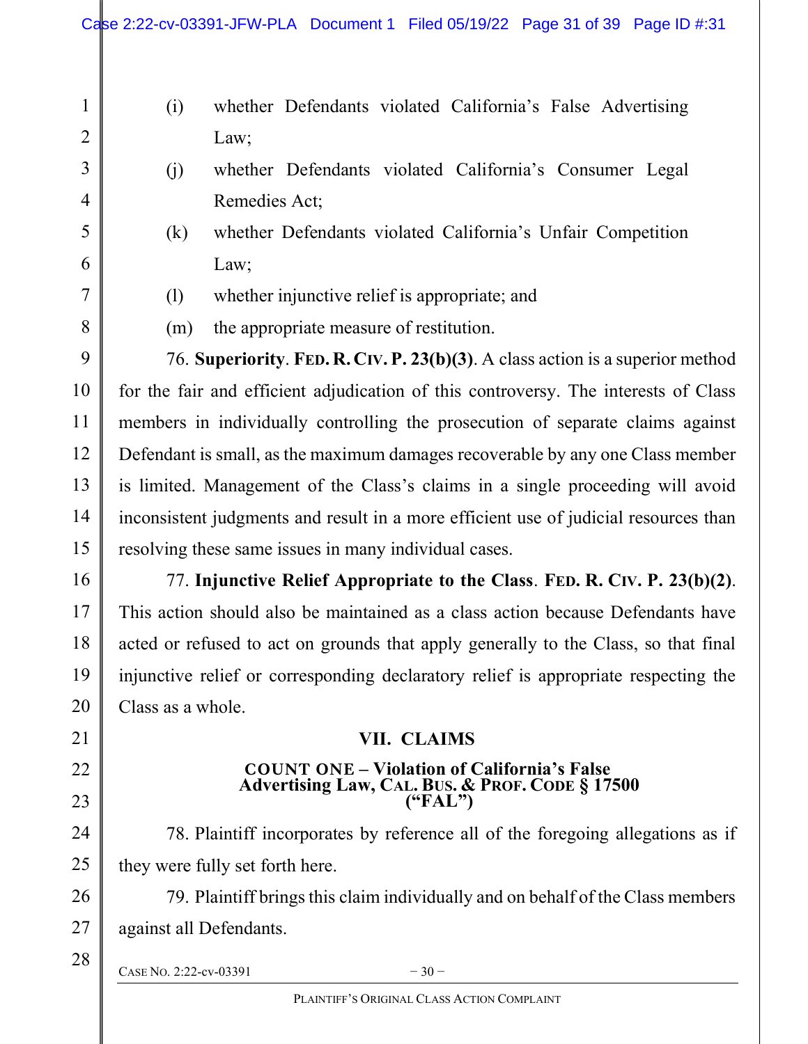(i) whether Defendants violated California's False Advertising Law;

(j) whether Defendants violated California's Consumer Legal Remedies Act;

(k) whether Defendants violated California's Unfair Competition Law;

(l) whether injunctive relief is appropriate; and

(m) the appropriate measure of restitution.

76. **Superiority**. **Fed. R. Civ. P. 23(b)(3)**. A class action is a superior method for the fair and efficient adjudication of this controversy. The interests of Class members in individually controlling the prosecution of separate claims against Defendant is small, as the maximum damages recoverable by any one Class member is limited. Management of the Class's claims in a single proceeding will avoid inconsistent judgments and result in a more efficient use of judicial resources than resolving these same issues in many individual cases.

77. **Injunctive Relief Appropriate to the Class**. **Fed. R. Civ. P. 23(b)(2)**. This action should also be maintained as a class action because Defendants have acted or refused to act on grounds that apply generally to the Class, so that final injunctive relief or corresponding declaratory relief is appropriate respecting the Class as a whole.

## VII. CLAIMS

### COUNT ONE – Violation of California's False Advertising Law, Cal. Bus. & Prof. Code § 17500 ("FAL")

78. Plaintiff incorporates by reference all of the foregoing allegations as if they were fully set forth here.

79. Plaintiff brings this claim individually and on behalf of the Class members against all Defendants.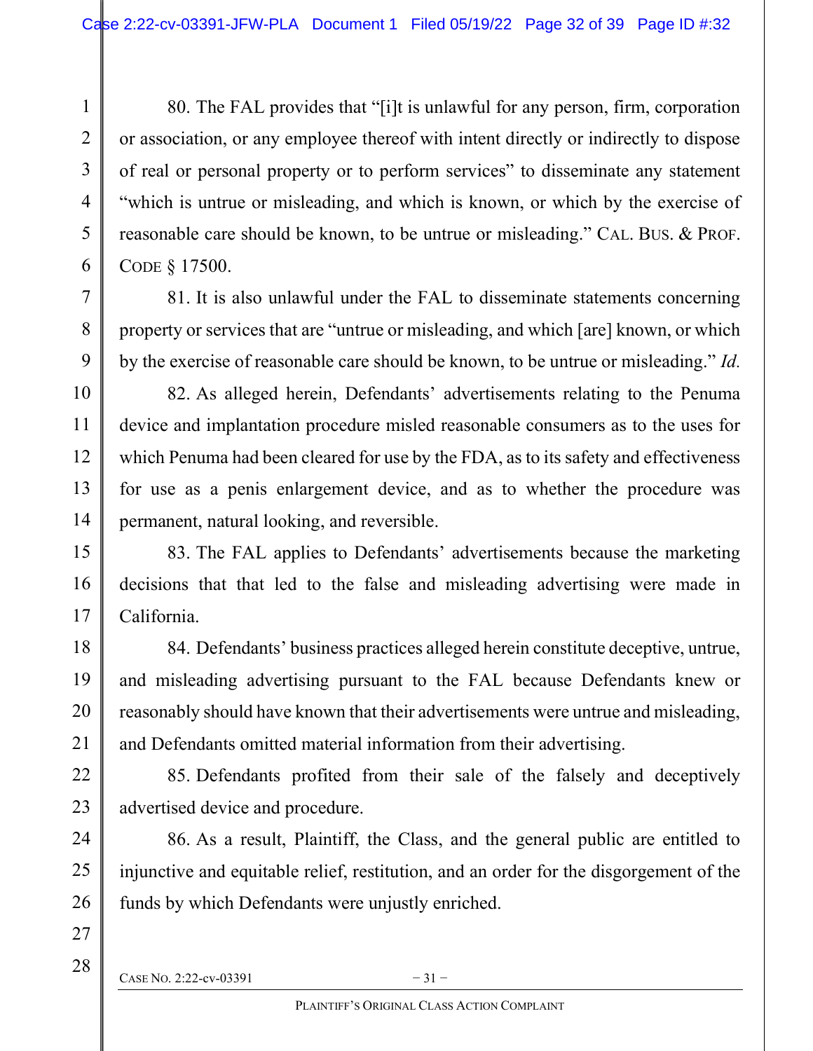80. The FAL provides that "[i]t is unlawful for any person, firm, corporation or association, or any employee thereof with intent directly or indirectly to dispose of real or personal property or to perform services" to disseminate any statement "which is untrue or misleading, and which is known, or which by the exercise of reasonable care should be known, to be untrue or misleading." CAL. BUS. & PROF. CODE § 17500.

81. It is also unlawful under the FAL to disseminate statements concerning property or services that are "untrue or misleading, and which [are] known, or which by the exercise of reasonable care should be known, to be untrue or misleading." *Id.*

82. As alleged herein, Defendants' advertisements relating to the Penuma device and implantation procedure misled reasonable consumers as to the uses for which Penuma had been cleared for use by the FDA, as to its safety and effectiveness for use as a penis enlargement device, and as to whether the procedure was permanent, natural looking, and reversible.

83. The FAL applies to Defendants' advertisements because the marketing decisions that that led to the false and misleading advertising were made in California.

84. Defendants' business practices alleged herein constitute deceptive, untrue, and misleading advertising pursuant to the FAL because Defendants knew or reasonably should have known that their advertisements were untrue and misleading, and Defendants omitted material information from their advertising.

85. Defendants profited from their sale of the falsely and deceptively advertised device and procedure.

86. As a result, Plaintiff, the Class, and the general public are entitled to injunctive and equitable relief, restitution, and an order for the disgorgement of the funds by which Defendants were unjustly enriched.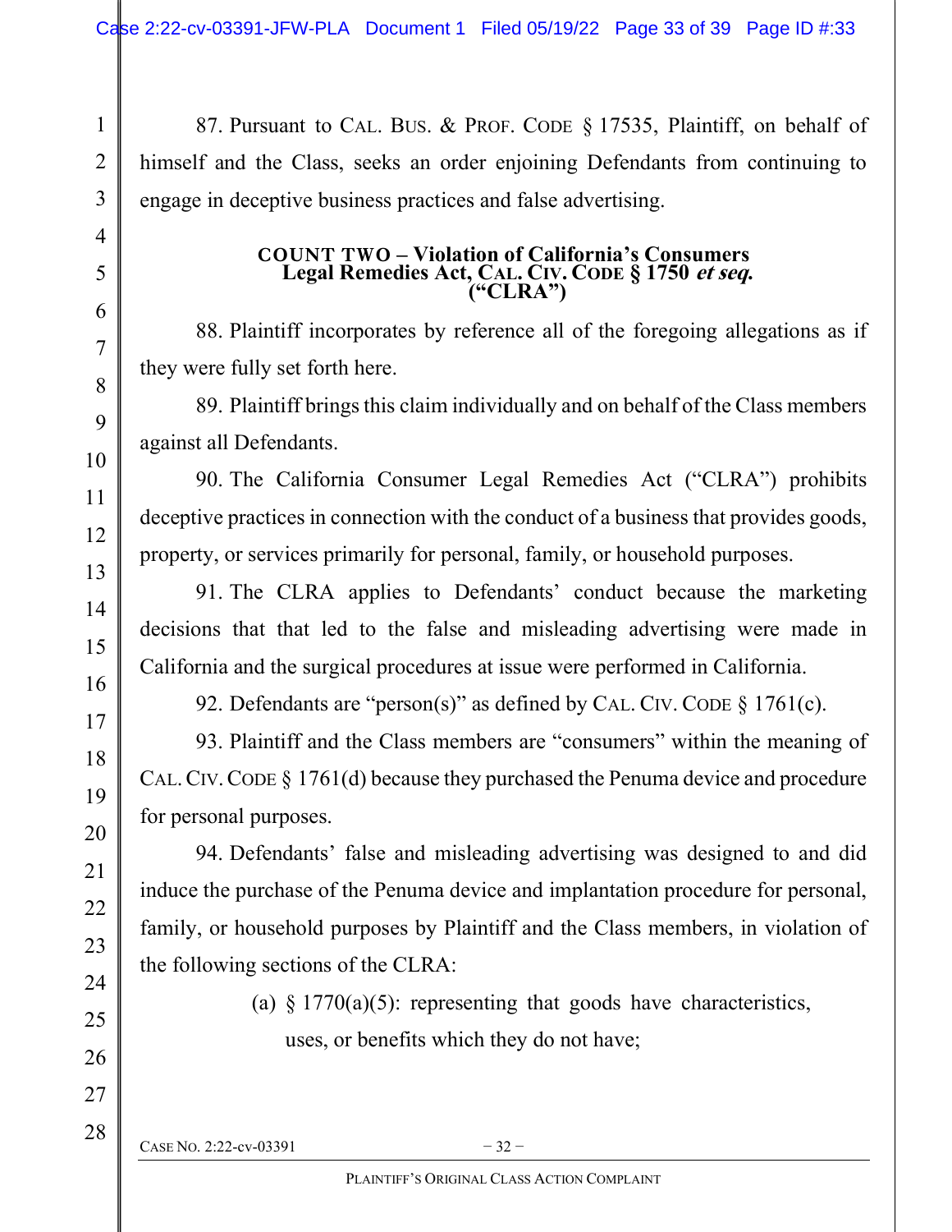87. Pursuant to CAL. BUS. & PROF. CODE § 17535, Plaintiff, on behalf of himself and the Class, seeks an order enjoining Defendants from continuing to engage in deceptive business practices and false advertising.

### COUNT TWO – Violation of California's Consumers Legal Remedies Act, CAL. CIV. CODE § 1750 *et seq.* ("CLRA")

88. Plaintiff incorporates by reference all of the foregoing allegations as if they were fully set forth here.

89. Plaintiff brings this claim individually and on behalf of the Class members against all Defendants.

90. The California Consumer Legal Remedies Act ("CLRA") prohibits deceptive practices in connection with the conduct of a business that provides goods, property, or services primarily for personal, family, or household purposes.

91. The CLRA applies to Defendants' conduct because the marketing decisions that that led to the false and misleading advertising were made in California and the surgical procedures at issue were performed in California.

92. Defendants are "person(s)" as defined by CAL. CIV. CODE § 1761(c).

93. Plaintiff and the Class members are "consumers" within the meaning of CAL. CIV. CODE § 1761(d) because they purchased the Penuma device and procedure for personal purposes.

94. Defendants' false and misleading advertising was designed to and did induce the purchase of the Penuma device and implantation procedure for personal, family, or household purposes by Plaintiff and the Class members, in violation of the following sections of the CLRA:

(a) § 1770(a)(5): representing that goods have characteristics, uses, or benefits which they do not have;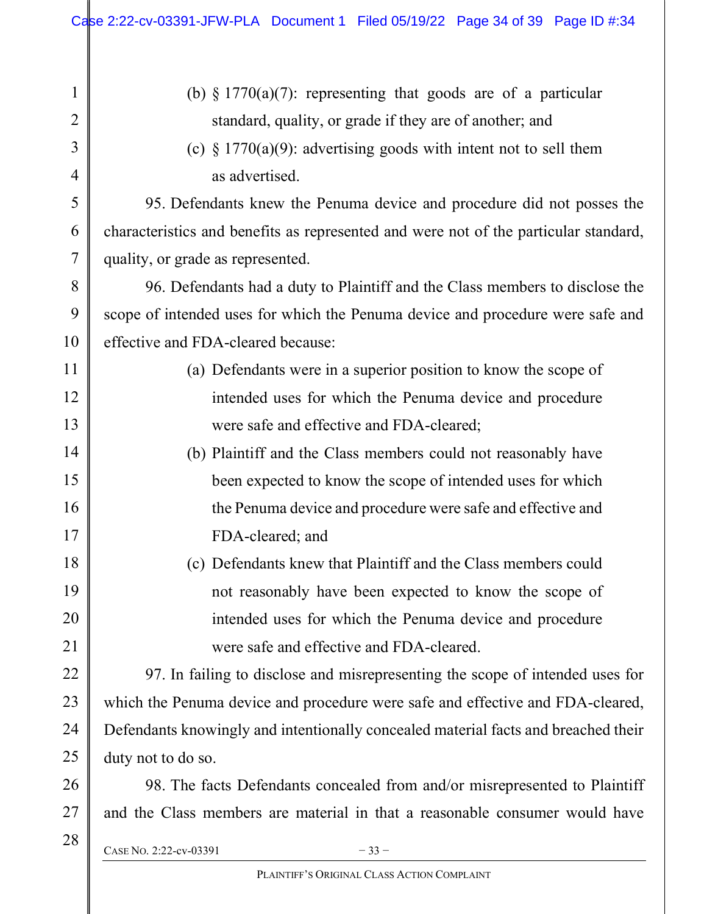(b) § 1770(a)(7): representing that goods are of a particular standard, quality, or grade if they are of another; and

(c) § 1770(a)(9): advertising goods with intent not to sell them as advertised.

95. Defendants knew the Penuma device and procedure did not posses the characteristics and benefits as represented and were not of the particular standard, quality, or grade as represented.

96. Defendants had a duty to Plaintiff and the Class members to disclose the scope of intended uses for which the Penuma device and procedure were safe and effective and FDA-cleared because:

(a) Defendants were in a superior position to know the scope of intended uses for which the Penuma device and procedure were safe and effective and FDA-cleared;

(b) Plaintiff and the Class members could not reasonably have been expected to know the scope of intended uses for which the Penuma device and procedure were safe and effective and FDA-cleared; and

(c) Defendants knew that Plaintiff and the Class members could not reasonably have been expected to know the scope of intended uses for which the Penuma device and procedure were safe and effective and FDA-cleared.

97. In failing to disclose and misrepresenting the scope of intended uses for which the Penuma device and procedure were safe and effective and FDA-cleared, Defendants knowingly and intentionally concealed material facts and breached their duty not to do so.

98. The facts Defendants concealed from and/or misrepresented to Plaintiff and the Class members are material in that a reasonable consumer would have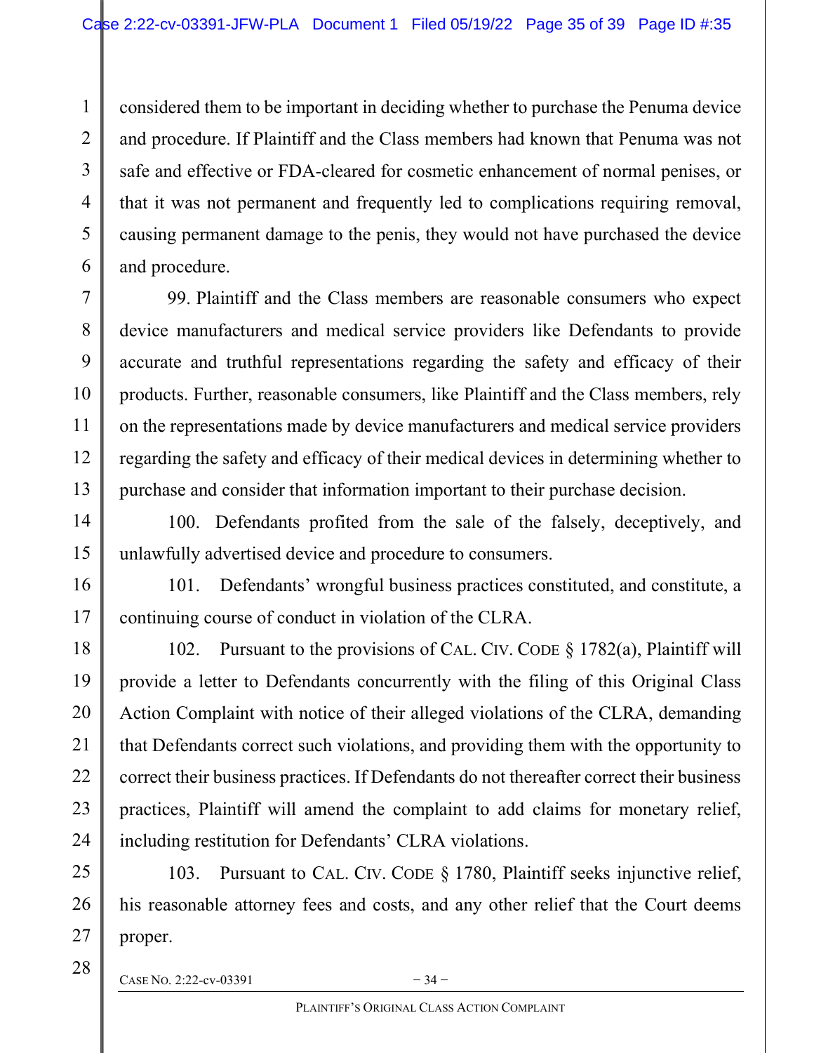considered them to be important in deciding whether to purchase the Penuma device and procedure. If Plaintiff and the Class members had known that Penuma was not safe and effective or FDA-cleared for cosmetic enhancement of normal penises, or that it was not permanent and frequently led to complications requiring removal, causing permanent damage to the penis, they would not have purchased the device and procedure.

99. Plaintiff and the Class members are reasonable consumers who expect device manufacturers and medical service providers like Defendants to provide accurate and truthful representations regarding the safety and efficacy of their products. Further, reasonable consumers, like Plaintiff and the Class members, rely on the representations made by device manufacturers and medical service providers regarding the safety and efficacy of their medical devices in determining whether to purchase and consider that information important to their purchase decision.

100. Defendants profited from the sale of the falsely, deceptively, and unlawfully advertised device and procedure to consumers.

101. Defendants' wrongful business practices constituted, and constitute, a continuing course of conduct in violation of the CLRA.

102. Pursuant to the provisions of CAL. CIV. CODE § 1782(a), Plaintiff will provide a letter to Defendants concurrently with the filing of this Original Class Action Complaint with notice of their alleged violations of the CLRA, demanding that Defendants correct such violations, and providing them with the opportunity to correct their business practices. If Defendants do not thereafter correct their business practices, Plaintiff will amend the complaint to add claims for monetary relief, including restitution for Defendants' CLRA violations.

103. Pursuant to CAL. CIV. CODE § 1780, Plaintiff seeks injunctive relief, his reasonable attorney fees and costs, and any other relief that the Court deems proper.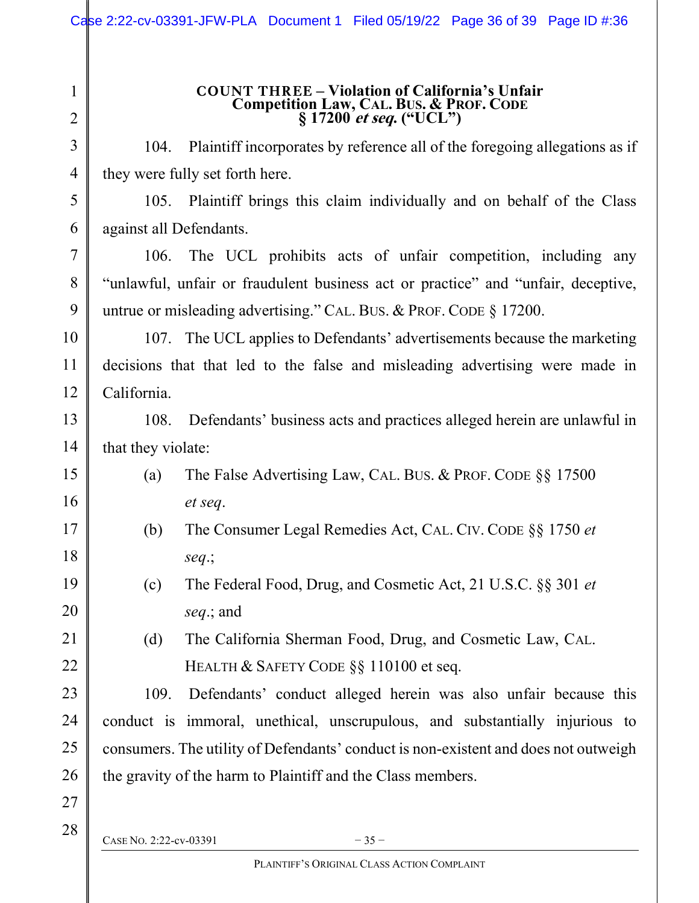## COUNT THREE – Violation of California's Unfair Competition Law, CAL. BUS. & PROF. CODE § 17200 *et seq.* ("UCL")

104. Plaintiff incorporates by reference all of the foregoing allegations as if they were fully set forth here.

105. Plaintiff brings this claim individually and on behalf of the Class against all Defendants.

106. The UCL prohibits acts of unfair competition, including any "unlawful, unfair or fraudulent business act or practice" and "unfair, deceptive, untrue or misleading advertising." CAL. BUS. & PROF. CODE § 17200.

107. The UCL applies to Defendants' advertisements because the marketing decisions that that led to the false and misleading advertising were made in California.

108. Defendants' business acts and practices alleged herein are unlawful in that they violate:

(a) The False Advertising Law, CAL. BUS. & PROF. CODE §§ 17500 *et seq*.

(b) The Consumer Legal Remedies Act, CAL. CIV. CODE §§ 1750 *et seq*.;

(c) The Federal Food, Drug, and Cosmetic Act, 21 U.S.C. §§ 301 *et seq*.; and

(d) The California Sherman Food, Drug, and Cosmetic Law, CAL. HEALTH & SAFETY CODE §§ 110100 et seq.

109. Defendants' conduct alleged herein was also unfair because this conduct is immoral, unethical, unscrupulous, and substantially injurious to consumers. The utility of Defendants' conduct is non-existent and does not outweigh the gravity of the harm to Plaintiff and the Class members.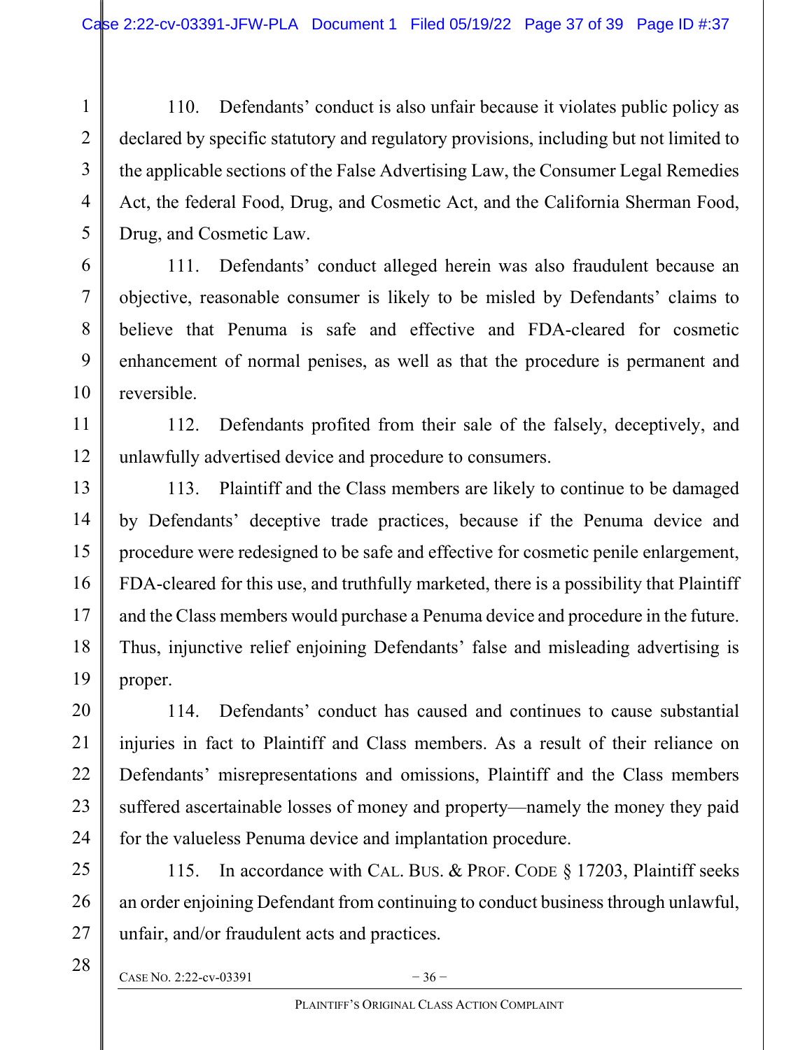110. Defendants' conduct is also unfair because it violates public policy as declared by specific statutory and regulatory provisions, including but not limited to the applicable sections of the False Advertising Law, the Consumer Legal Remedies Act, the federal Food, Drug, and Cosmetic Act, and the California Sherman Food, Drug, and Cosmetic Law.

111. Defendants' conduct alleged herein was also fraudulent because an objective, reasonable consumer is likely to be misled by Defendants' claims to believe that Penuma is safe and effective and FDA-cleared for cosmetic enhancement of normal penises, as well as that the procedure is permanent and reversible.

112. Defendants profited from their sale of the falsely, deceptively, and unlawfully advertised device and procedure to consumers.

113. Plaintiff and the Class members are likely to continue to be damaged by Defendants' deceptive trade practices, because if the Penuma device and procedure were redesigned to be safe and effective for cosmetic penile enlargement, FDA-cleared for this use, and truthfully marketed, there is a possibility that Plaintiff and the Class members would purchase a Penuma device and procedure in the future. Thus, injunctive relief enjoining Defendants' false and misleading advertising is proper.

114. Defendants' conduct has caused and continues to cause substantial injuries in fact to Plaintiff and Class members. As a result of their reliance on Defendants' misrepresentations and omissions, Plaintiff and the Class members suffered ascertainable losses of money and property—namely the money they paid for the valueless Penuma device and implantation procedure.

115. In accordance with CAL. BUS. & PROF. CODE § 17203, Plaintiff seeks an order enjoining Defendant from continuing to conduct business through unlawful, unfair, and/or fraudulent acts and practices.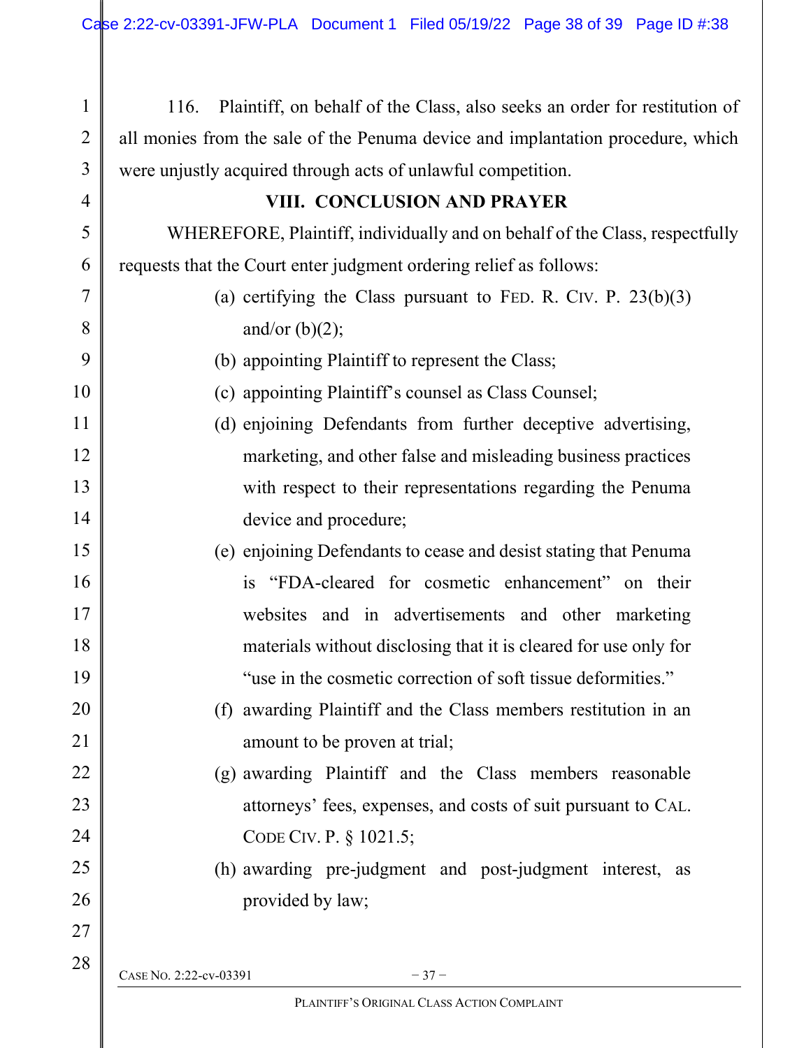116. Plaintiff, on behalf of the Class, also seeks an order for restitution of all monies from the sale of the Penuma device and implantation procedure, which were unjustly acquired through acts of unlawful competition.

## VIII. CONCLUSION AND PRAYER

WHEREFORE, Plaintiff, individually and on behalf of the Class, respectfully requests that the Court enter judgment ordering relief as follows:

(a) certifying the Class pursuant to FED. R. CIV. P. 23(b)(3) and/or (b)(2);

(b) appointing Plaintiff to represent the Class;

(c) appointing Plaintiff's counsel as Class Counsel;

(d) enjoining Defendants from further deceptive advertising, marketing, and other false and misleading business practices with respect to their representations regarding the Penuma device and procedure;

(e) enjoining Defendants to cease and desist stating that Penuma is "FDA-cleared for cosmetic enhancement" on their websites and in advertisements and other marketing materials without disclosing that it is cleared for use only for "use in the cosmetic correction of soft tissue deformities."

(f) awarding Plaintiff and the Class members restitution in an amount to be proven at trial;

(g) awarding Plaintiff and the Class members reasonable attorneys' fees, expenses, and costs of suit pursuant to CAL. CODE CIV. P. § 1021.5;

(h) awarding pre-judgment and post-judgment interest, as provided by law;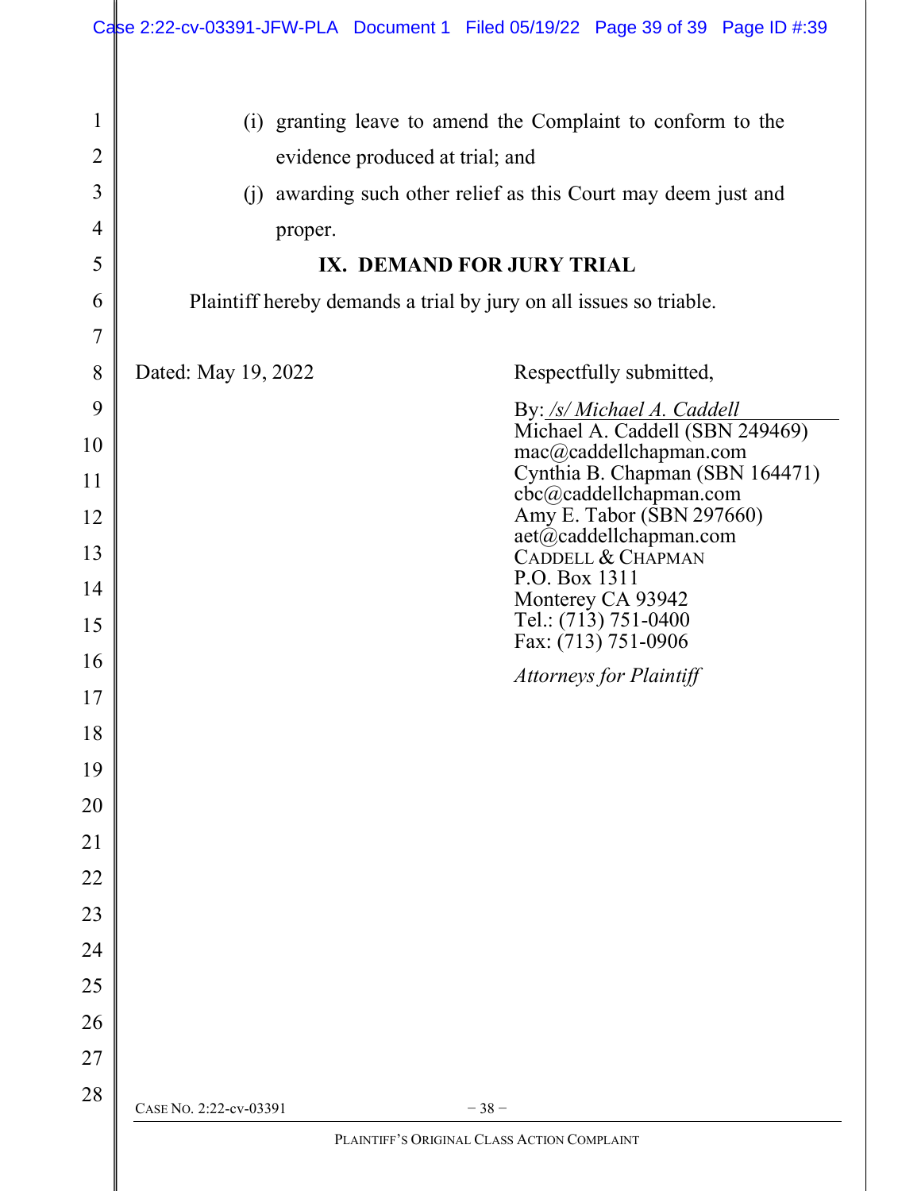(i) granting leave to amend the Complaint to conform to the evidence produced at trial; and

(j) awarding such other relief as this Court may deem just and proper.

## IX. DEMAND FOR JURY TRIAL

Plaintiff hereby demands a trial by jury on all issues so triable.

Dated: May 19, 2022

Respectfully submitted,

By: */s/ Michael A. Caddell*
Michael A. Caddell (SBN 249469)
mac@caddellchapman.com
Cynthia B. Chapman (SBN 164471)
cbc@caddellchapman.com
Amy E. Tabor (SBN 297660)
aet@caddellchapman.com
CADDELL & CHAPMAN
P.O. Box 1311
Monterey CA 93942
Tel.: (713) 751-0400
Fax: (713) 751-0906

*Attorneys for Plaintiff*